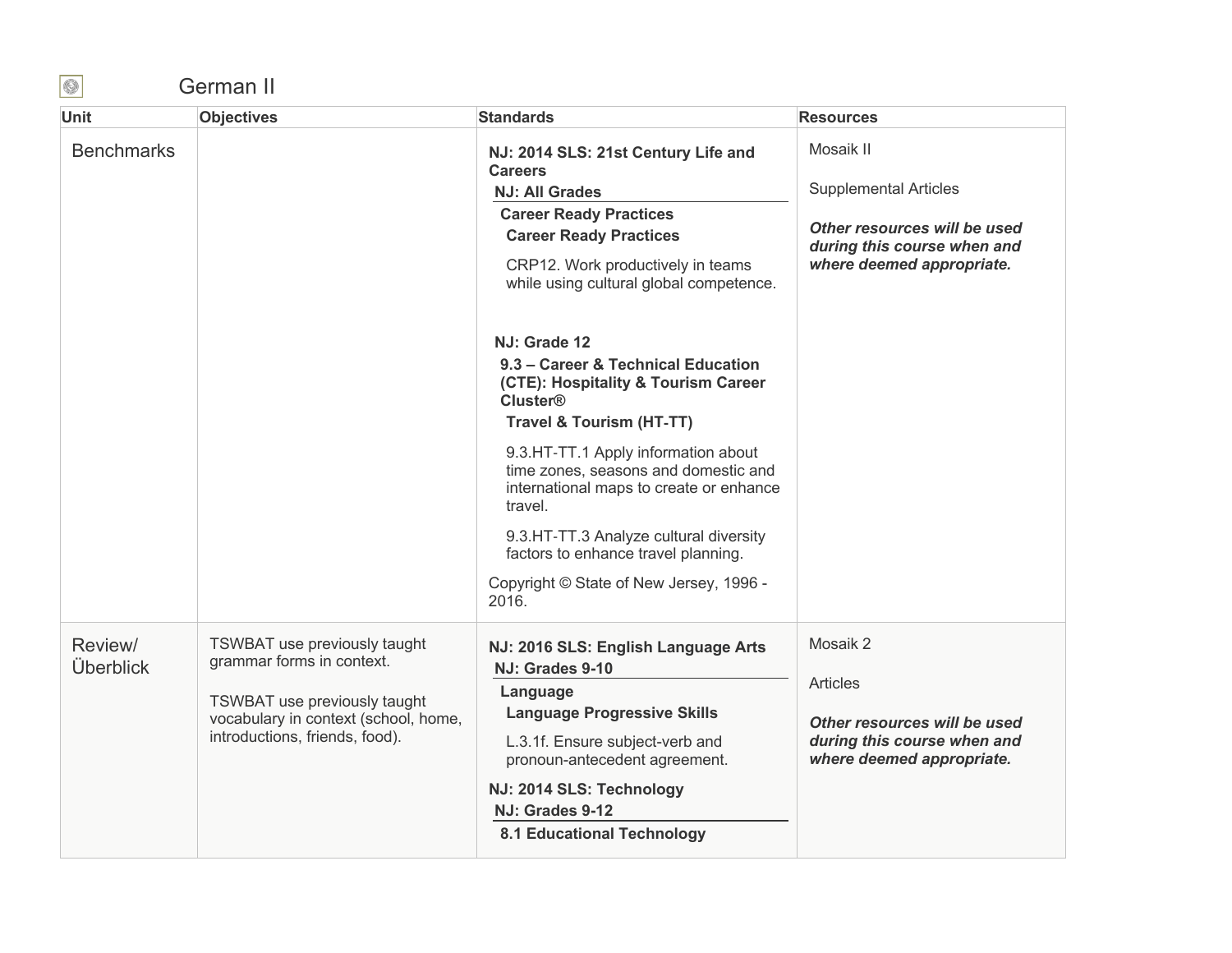# German II

| Unit | Objectives | Standards | Resources |
|---|---|---|---|
| Benchmarks | | **NJ: 2014 SLS: 21st Century Life and Careers**<br>**NJ: All Grades**<br>**Career Ready Practices**<br>**Career Ready Practices**<br>CRP12. Work productively in teams while using cultural global competence.<br><br>**NJ: Grade 12**<br>**9.3 – Career & Technical Education (CTE): Hospitality & Tourism Career Cluster®**<br>**Travel & Tourism (HT-TT)**<br>9.3.HT-TT.1 Apply information about time zones, seasons and domestic and international maps to create or enhance travel.<br>9.3.HT-TT.3 Analyze cultural diversity factors to enhance travel planning.<br>Copyright © State of New Jersey, 1996 - 2016. | Mosaik II<br><br>Supplemental Articles<br><br>***Other resources will be used during this course when and where deemed appropriate.*** |
| Review/ Überblick | TSWBAT use previously taught grammar forms in context.<br><br>TSWBAT use previously taught vocabulary in context (school, home, introductions, friends, food). | **NJ: 2016 SLS: English Language Arts**<br>**NJ: Grades 9-10**<br>**Language**<br>**Language Progressive Skills**<br>L.3.1f. Ensure subject-verb and pronoun-antecedent agreement.<br>**NJ: 2014 SLS: Technology**<br>**NJ: Grades 9-12**<br>**8.1 Educational Technology** | Mosaik 2<br><br>Articles<br><br>***Other resources will be used during this course when and where deemed appropriate.*** |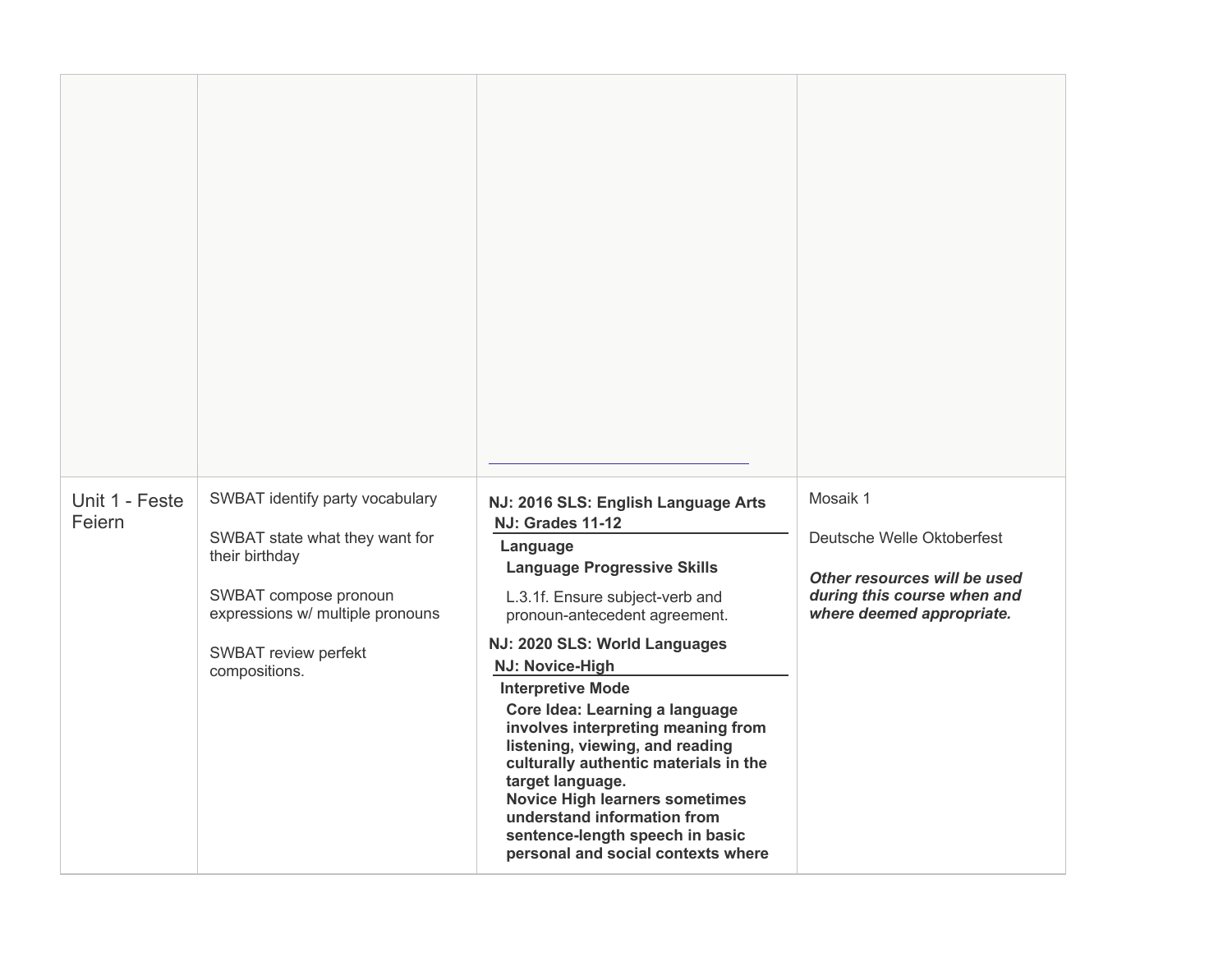| | | | |
|---|---|---|---|
| | | | |
| Unit 1 - Feste Feiern | SWBAT identify party vocabulary<br><br>SWBAT state what they want for their birthday<br><br>SWBAT compose pronoun expressions w/ multiple pronouns<br><br>SWBAT review perfekt compositions. | **NJ: 2016 SLS: English Language Arts**<br>**NJ: Grades 11-12**<br>**Language**<br>**Language Progressive Skills**<br>L.3.1f. Ensure subject-verb and pronoun-antecedent agreement.<br>**NJ: 2020 SLS: World Languages**<br>**NJ: Novice-High**<br>**Interpretive Mode**<br>**Core Idea: Learning a language involves interpreting meaning from listening, viewing, and reading culturally authentic materials in the target language.**<br>**Novice High learners sometimes understand information from sentence-length speech in basic personal and social contexts where** | Mosaik 1<br><br>Deutsche Welle Oktoberfest<br><br>***Other resources will be used during this course when and where deemed appropriate.*** |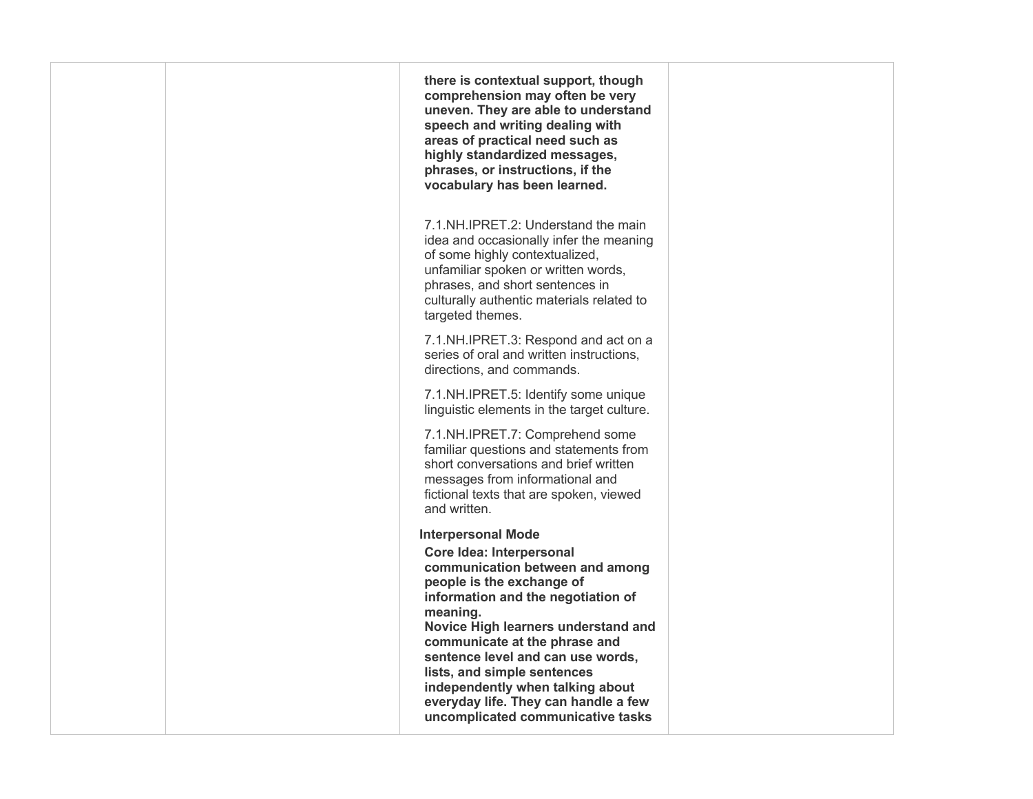| | | | |
|---|---|---|---|
| | | **there is contextual support, though comprehension may often be very uneven. They are able to understand speech and writing dealing with areas of practical need such as highly standardized messages, phrases, or instructions, if the vocabulary has been learned.**<br><br>7.1.NH.IPRET.2: Understand the main idea and occasionally infer the meaning of some highly contextualized, unfamiliar spoken or written words, phrases, and short sentences in culturally authentic materials related to targeted themes.<br><br>7.1.NH.IPRET.3: Respond and act on a series of oral and written instructions, directions, and commands.<br><br>7.1.NH.IPRET.5: Identify some unique linguistic elements in the target culture.<br><br>7.1.NH.IPRET.7: Comprehend some familiar questions and statements from short conversations and brief written messages from informational and fictional texts that are spoken, viewed and written.<br><br>**Interpersonal Mode**<br>**Core Idea: Interpersonal communication between and among people is the exchange of information and the negotiation of meaning.**<br>**Novice High learners understand and communicate at the phrase and sentence level and can use words, lists, and simple sentences independently when talking about everyday life. They can handle a few uncomplicated communicative tasks** | |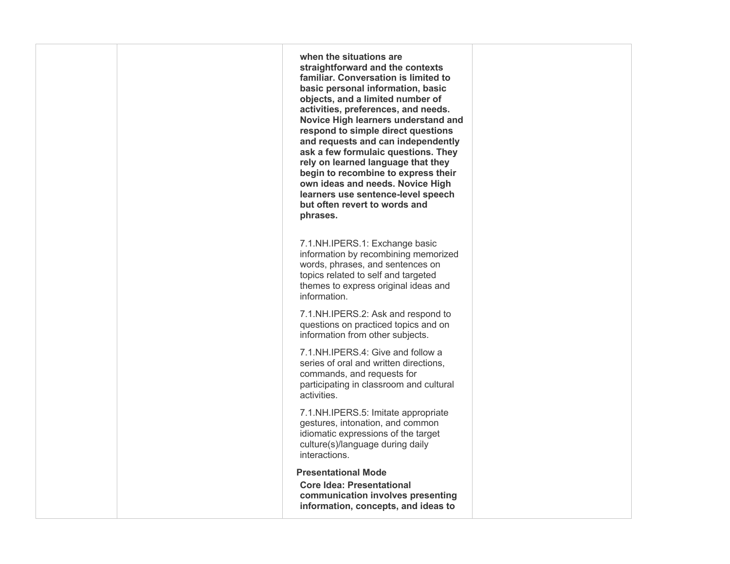| | | | |
|---|---|---|---|
| | | **when the situations are straightforward and the contexts familiar. Conversation is limited to basic personal information, basic objects, and a limited number of activities, preferences, and needs. Novice High learners understand and respond to simple direct questions and requests and can independently ask a few formulaic questions. They rely on learned language that they begin to recombine to express their own ideas and needs. Novice High learners use sentence-level speech but often revert to words and phrases.**<br><br>7.1.NH.IPERS.1: Exchange basic information by recombining memorized words, phrases, and sentences on topics related to self and targeted themes to express original ideas and information.<br><br>7.1.NH.IPERS.2: Ask and respond to questions on practiced topics and on information from other subjects.<br><br>7.1.NH.IPERS.4: Give and follow a series of oral and written directions, commands, and requests for participating in classroom and cultural activities.<br><br>7.1.NH.IPERS.5: Imitate appropriate gestures, intonation, and common idiomatic expressions of the target culture(s)/language during daily interactions.<br><br>**Presentational Mode**<br>**Core Idea: Presentational communication involves presenting information, concepts, and ideas to** | |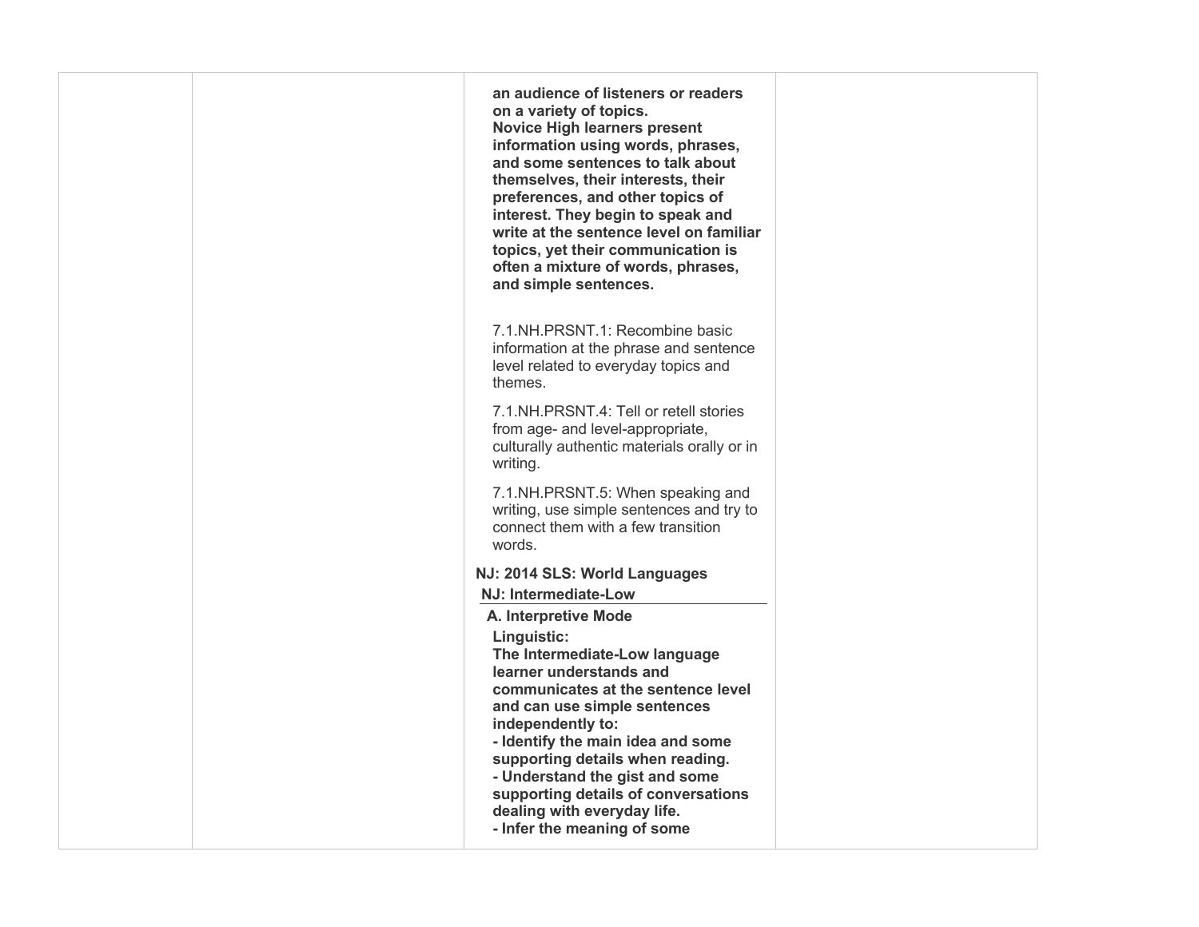| | | | |
|---|---|---|---|
| | | **an audience of listeners or readers on a variety of topics.**<br>**Novice High learners present information using words, phrases, and some sentences to talk about themselves, their interests, their preferences, and other topics of interest. They begin to speak and write at the sentence level on familiar topics, yet their communication is often a mixture of words, phrases, and simple sentences.**<br><br>7.1.NH.PRSNT.1: Recombine basic information at the phrase and sentence level related to everyday topics and themes.<br><br>7.1.NH.PRSNT.4: Tell or retell stories from age- and level-appropriate, culturally authentic materials orally or in writing.<br><br>7.1.NH.PRSNT.5: When speaking and writing, use simple sentences and try to connect them with a few transition words.<br><br>**NJ: 2014 SLS: World Languages**<br>**NJ: Intermediate-Low**<br>**A. Interpretive Mode**<br>**Linguistic:**<br>**The Intermediate-Low language learner understands and communicates at the sentence level and can use simple sentences independently to:**<br>**- Identify the main idea and some supporting details when reading.**<br>**- Understand the gist and some supporting details of conversations dealing with everyday life.**<br>**- Infer the meaning of some** | |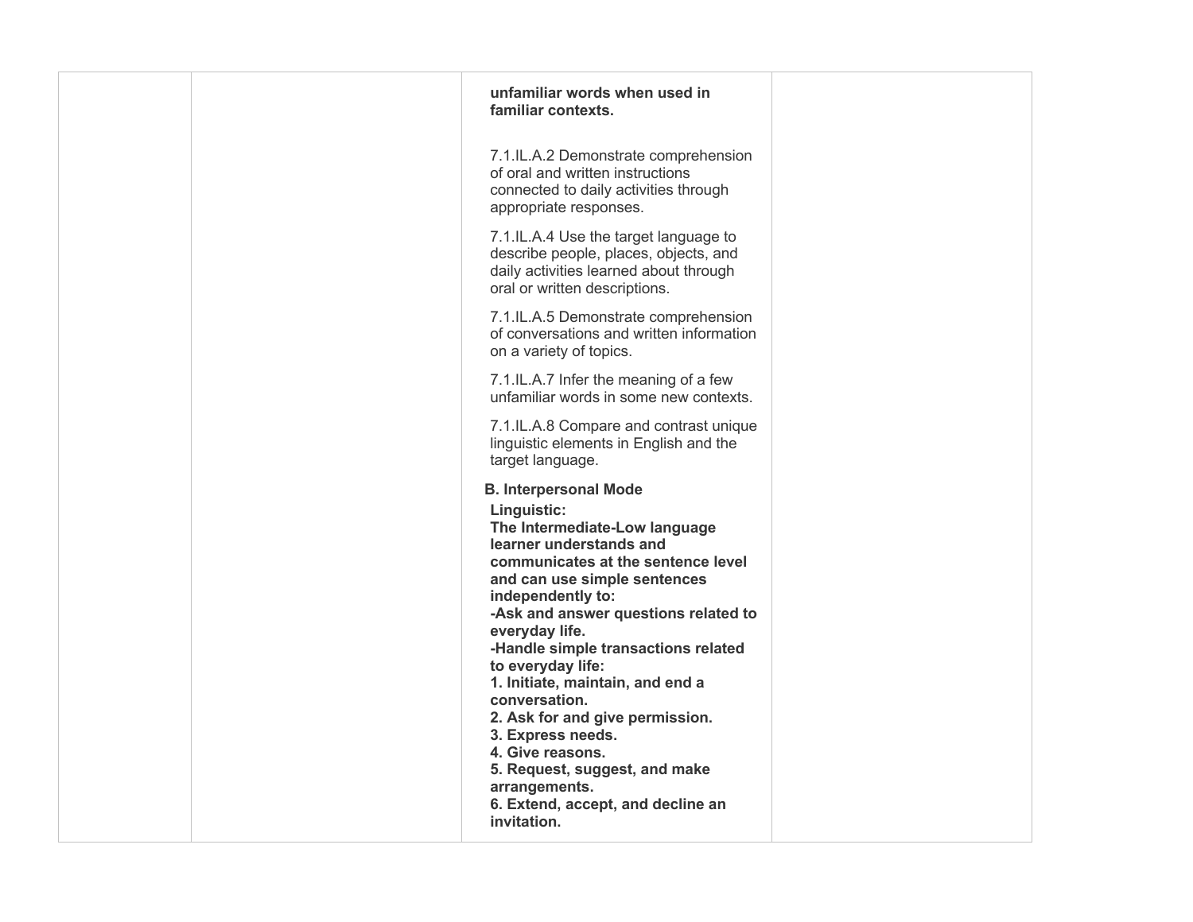|  |  | **unfamiliar words when used in familiar contexts.**<br><br>7.1.IL.A.2 Demonstrate comprehension of oral and written instructions connected to daily activities through appropriate responses.<br><br>7.1.IL.A.4 Use the target language to describe people, places, objects, and daily activities learned about through oral or written descriptions.<br><br>7.1.IL.A.5 Demonstrate comprehension of conversations and written information on a variety of topics.<br><br>7.1.IL.A.7 Infer the meaning of a few unfamiliar words in some new contexts.<br><br>7.1.IL.A.8 Compare and contrast unique linguistic elements in English and the target language.<br><br>**B. Interpersonal Mode**<br>**Linguistic:**<br>**The Intermediate-Low language learner understands and communicates at the sentence level and can use simple sentences independently to:**<br>**-Ask and answer questions related to everyday life.**<br>**-Handle simple transactions related to everyday life:**<br>**1. Initiate, maintain, and end a conversation.**<br>**2. Ask for and give permission.**<br>**3. Express needs.**<br>**4. Give reasons.**<br>**5. Request, suggest, and make arrangements.**<br>**6. Extend, accept, and decline an invitation.** |  |
|---|---|---|---|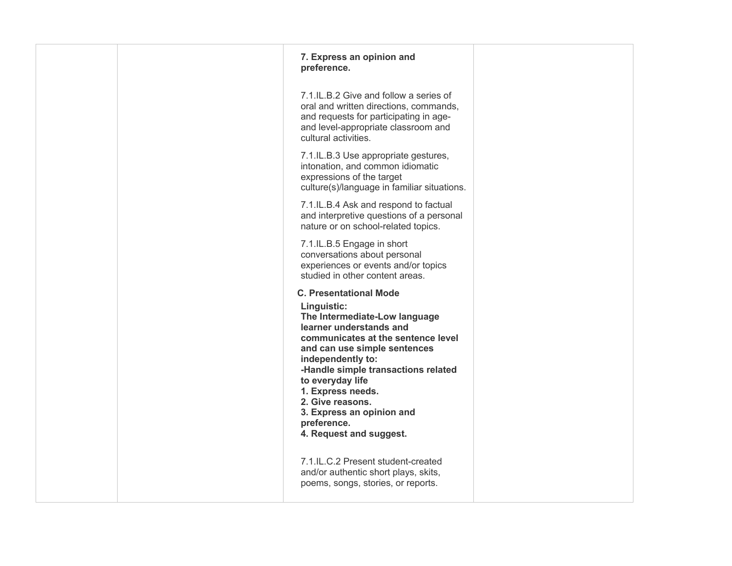|  |  |  |  |
|---|---|---|---|
|  |  | **7. Express an opinion and preference.**<br><br>7.1.IL.B.2 Give and follow a series of oral and written directions, commands, and requests for participating in age- and level-appropriate classroom and cultural activities.<br><br>7.1.IL.B.3 Use appropriate gestures, intonation, and common idiomatic expressions of the target culture(s)/language in familiar situations.<br><br>7.1.IL.B.4 Ask and respond to factual and interpretive questions of a personal nature or on school-related topics.<br><br>7.1.IL.B.5 Engage in short conversations about personal experiences or events and/or topics studied in other content areas.<br><br>**C. Presentational Mode**<br>**Linguistic:**<br>**The Intermediate-Low language learner understands and communicates at the sentence level and can use simple sentences independently to:**<br>**-Handle simple transactions related to everyday life**<br>**1. Express needs.**<br>**2. Give reasons.**<br>**3. Express an opinion and preference.**<br>**4. Request and suggest.**<br><br>7.1.IL.C.2 Present student-created and/or authentic short plays, skits, poems, songs, stories, or reports. |  |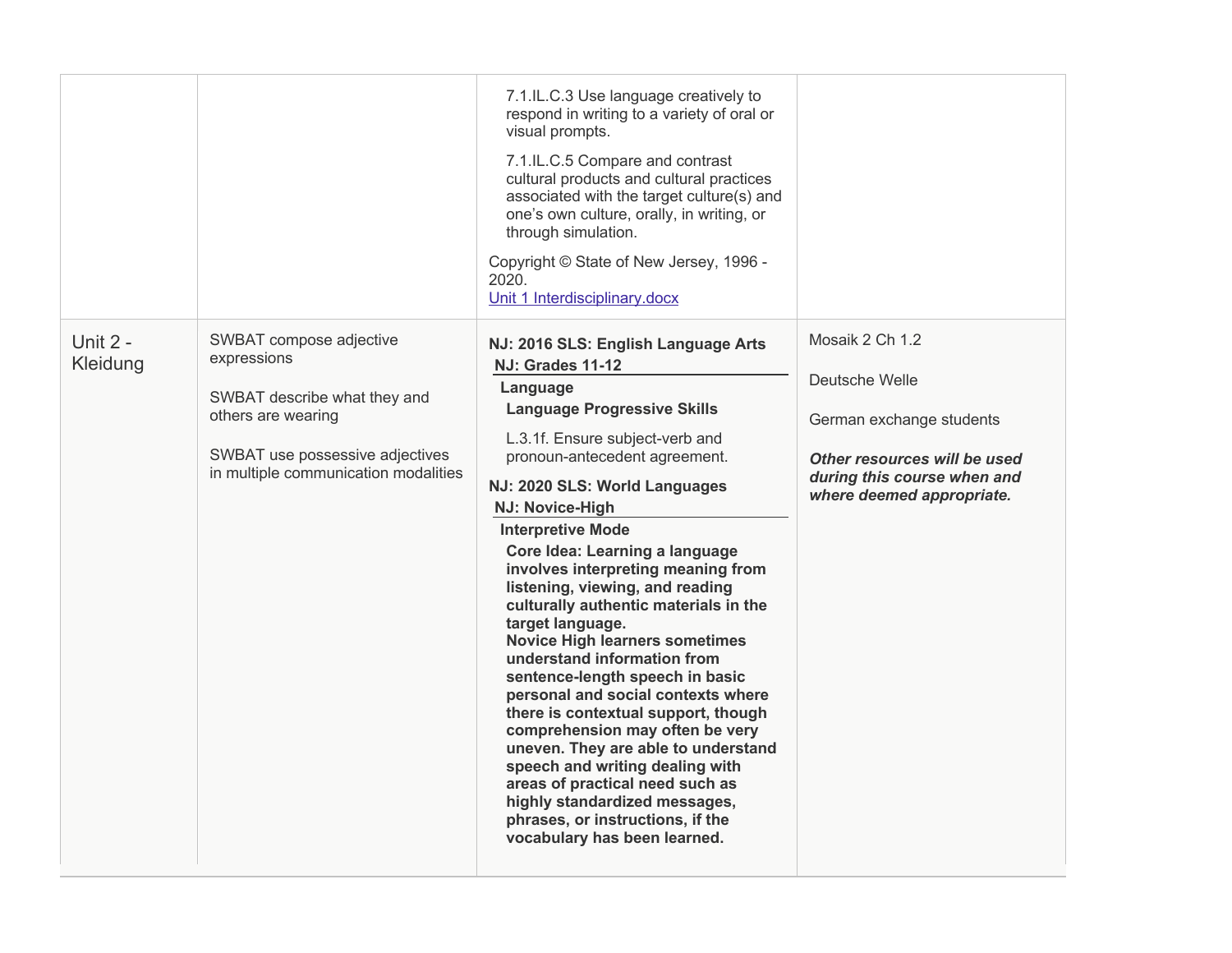| | | | |
|---|---|---|---|
| | | 7.1.IL.C.3 Use language creatively to respond in writing to a variety of oral or visual prompts.<br><br>7.1.IL.C.5 Compare and contrast cultural products and cultural practices associated with the target culture(s) and one's own culture, orally, in writing, or through simulation.<br><br>Copyright © State of New Jersey, 1996 - 2020.<br>Unit 1 Interdisciplinary.docx | |
| Unit 2 - Kleidung | SWBAT compose adjective expressions<br><br>SWBAT describe what they and others are wearing<br><br>SWBAT use possessive adjectives in multiple communication modalities | **NJ: 2016 SLS: English Language Arts**<br>**NJ: Grades 11-12**<br>**Language**<br>**Language Progressive Skills**<br>L.3.1f. Ensure subject-verb and pronoun-antecedent agreement.<br><br>**NJ: 2020 SLS: World Languages**<br>**NJ: Novice-High**<br>**Interpretive Mode**<br>**Core Idea: Learning a language involves interpreting meaning from listening, viewing, and reading culturally authentic materials in the target language.**<br>**Novice High learners sometimes understand information from sentence-length speech in basic personal and social contexts where there is contextual support, though comprehension may often be very uneven. They are able to understand speech and writing dealing with areas of practical need such as highly standardized messages, phrases, or instructions, if the vocabulary has been learned.** | Mosaik 2 Ch 1.2<br><br>Deutsche Welle<br><br>German exchange students<br><br>***Other resources will be used during this course when and where deemed appropriate.*** |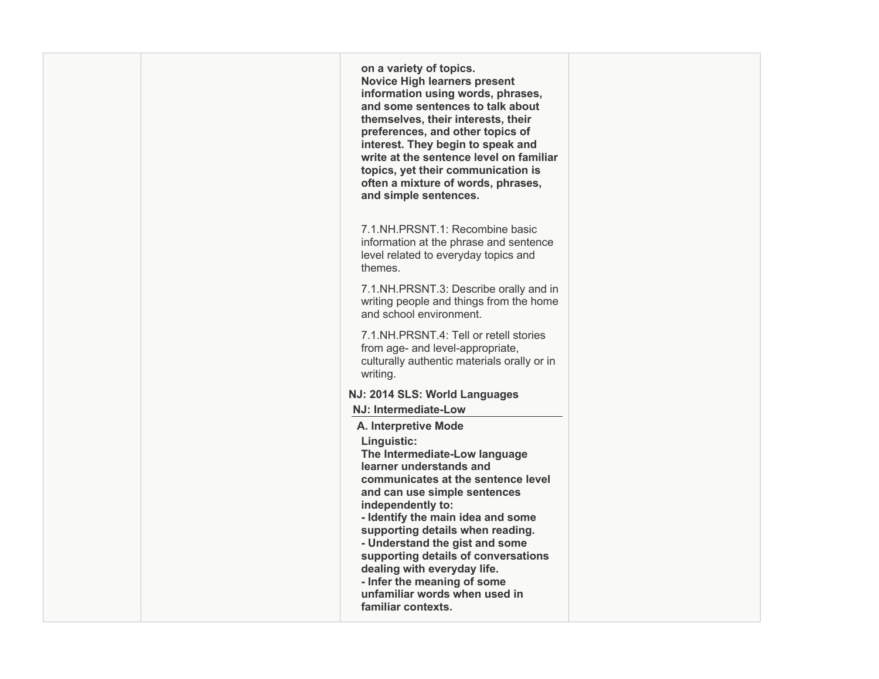| | | | |
|---|---|---|---|
| | | **on a variety of topics.**<br>**Novice High learners present information using words, phrases, and some sentences to talk about themselves, their interests, their preferences, and other topics of interest. They begin to speak and write at the sentence level on familiar topics, yet their communication is often a mixture of words, phrases, and simple sentences.**<br><br>7.1.NH.PRSNT.1: Recombine basic information at the phrase and sentence level related to everyday topics and themes.<br><br>7.1.NH.PRSNT.3: Describe orally and in writing people and things from the home and school environment.<br><br>7.1.NH.PRSNT.4: Tell or retell stories from age- and level-appropriate, culturally authentic materials orally or in writing.<br><br>**NJ: 2014 SLS: World Languages**<br>**NJ: Intermediate-Low**<br>**A. Interpretive Mode**<br>**Linguistic:**<br>**The Intermediate-Low language learner understands and communicates at the sentence level and can use simple sentences independently to:**<br>**- Identify the main idea and some supporting details when reading.**<br>**- Understand the gist and some supporting details of conversations dealing with everyday life.**<br>**- Infer the meaning of some unfamiliar words when used in familiar contexts.** | |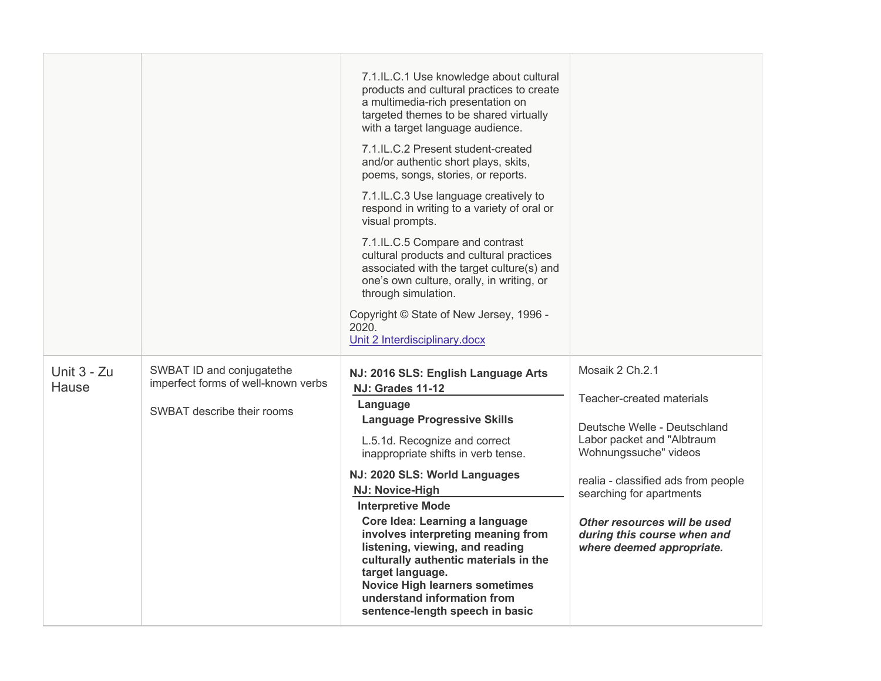|  |  |  |  |
|---|---|---|---|
|  |  | 7.1.IL.C.1 Use knowledge about cultural products and cultural practices to create a multimedia-rich presentation on targeted themes to be shared virtually with a target language audience.<br><br>7.1.IL.C.2 Present student-created and/or authentic short plays, skits, poems, songs, stories, or reports.<br><br>7.1.IL.C.3 Use language creatively to respond in writing to a variety of oral or visual prompts.<br><br>7.1.IL.C.5 Compare and contrast cultural products and cultural practices associated with the target culture(s) and one's own culture, orally, in writing, or through simulation.<br><br>Copyright © State of New Jersey, 1996 - 2020.<br>[Unit 2 Interdisciplinary.docx] |  |
| Unit 3 - Zu Hause | SWBAT ID and conjugatethe imperfect forms of well-known verbs<br><br>SWBAT describe their rooms | **NJ: 2016 SLS: English Language Arts**<br>**NJ: Grades 11-12**<br>**Language**<br>**Language Progressive Skills**<br><br>L.5.1d. Recognize and correct inappropriate shifts in verb tense.<br><br>**NJ: 2020 SLS: World Languages**<br>**NJ: Novice-High**<br>**Interpretive Mode**<br>**Core Idea: Learning a language involves interpreting meaning from listening, viewing, and reading culturally authentic materials in the target language.**<br>**Novice High learners sometimes understand information from sentence-length speech in basic** | Mosaik 2 Ch.2.1<br><br>Teacher-created materials<br><br>Deutsche Welle - Deutschland Labor packet and "Albtraum Wohnungssuche" videos<br><br>realia - classified ads from people searching for apartments<br><br>***Other resources will be used during this course when and where deemed appropriate.*** |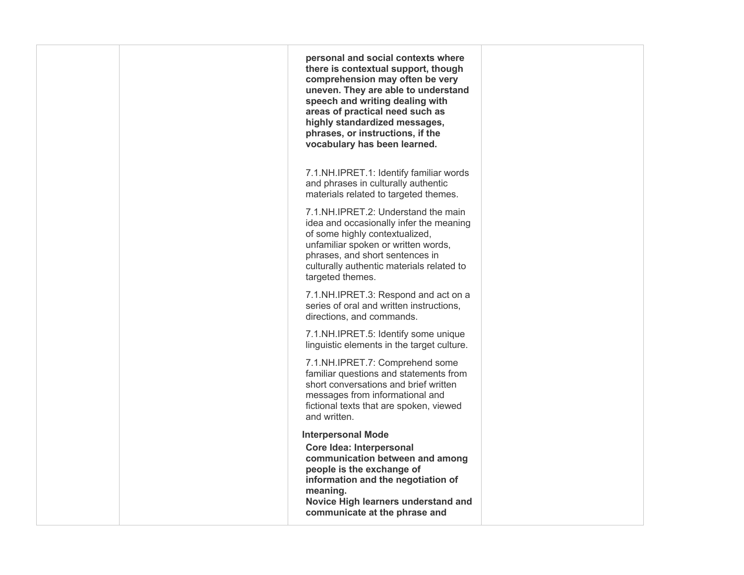|  |  | **personal and social contexts where there is contextual support, though comprehension may often be very uneven. They are able to understand speech and writing dealing with areas of practical need such as highly standardized messages, phrases, or instructions, if the vocabulary has been learned.**<br><br>7.1.NH.IPRET.1: Identify familiar words and phrases in culturally authentic materials related to targeted themes.<br><br>7.1.NH.IPRET.2: Understand the main idea and occasionally infer the meaning of some highly contextualized, unfamiliar spoken or written words, phrases, and short sentences in culturally authentic materials related to targeted themes.<br><br>7.1.NH.IPRET.3: Respond and act on a series of oral and written instructions, directions, and commands.<br><br>7.1.NH.IPRET.5: Identify some unique linguistic elements in the target culture.<br><br>7.1.NH.IPRET.7: Comprehend some familiar questions and statements from short conversations and brief written messages from informational and fictional texts that are spoken, viewed and written.<br><br>**Interpersonal Mode**<br>**Core Idea: Interpersonal communication between and among people is the exchange of information and the negotiation of meaning.**<br>**Novice High learners understand and communicate at the phrase and** |  |
|---|---|---|---|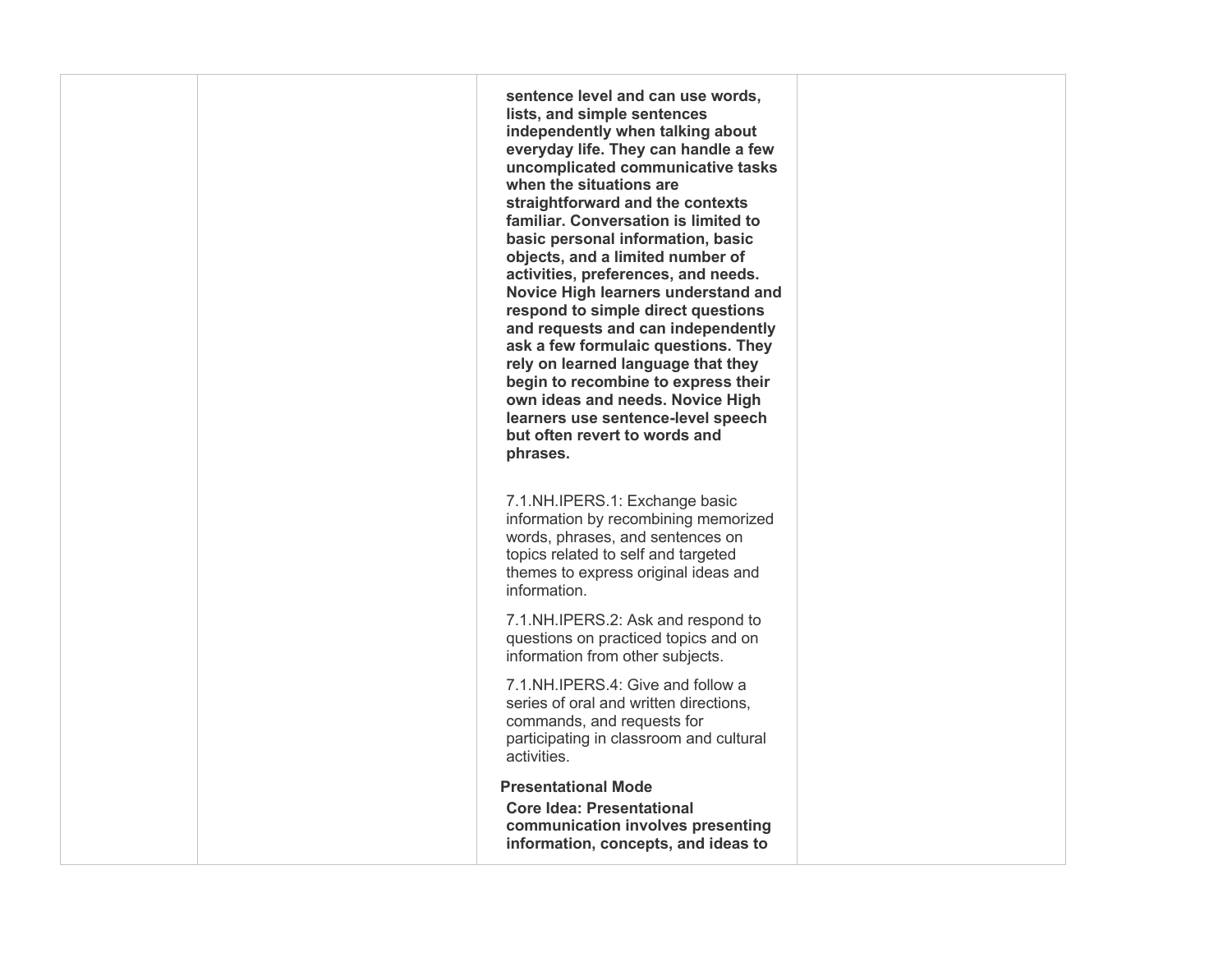| | | | |
|---|---|---|---|
| | | **sentence level and can use words, lists, and simple sentences independently when talking about everyday life. They can handle a few uncomplicated communicative tasks when the situations are straightforward and the contexts familiar. Conversation is limited to basic personal information, basic objects, and a limited number of activities, preferences, and needs. Novice High learners understand and respond to simple direct questions and requests and can independently ask a few formulaic questions. They rely on learned language that they begin to recombine to express their own ideas and needs. Novice High learners use sentence-level speech but often revert to words and phrases.**<br><br>7.1.NH.IPERS.1: Exchange basic information by recombining memorized words, phrases, and sentences on topics related to self and targeted themes to express original ideas and information.<br><br>7.1.NH.IPERS.2: Ask and respond to questions on practiced topics and on information from other subjects.<br><br>7.1.NH.IPERS.4: Give and follow a series of oral and written directions, commands, and requests for participating in classroom and cultural activities.<br><br>**Presentational Mode**<br>**Core Idea: Presentational communication involves presenting information, concepts, and ideas to** | |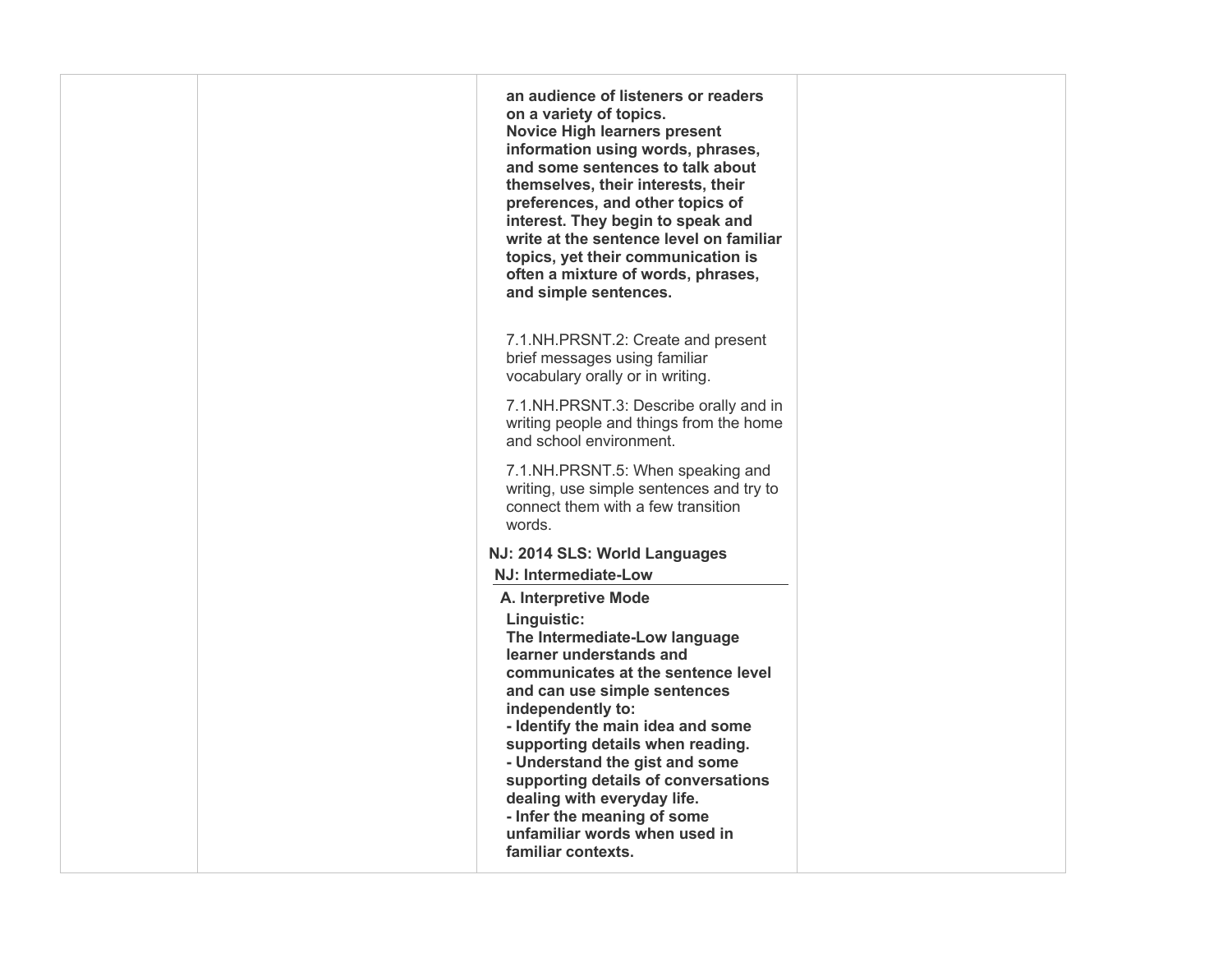| | | | |
|---|---|---|---|
| | | **an audience of listeners or readers on a variety of topics.**<br>**Novice High learners present information using words, phrases, and some sentences to talk about themselves, their interests, their preferences, and other topics of interest. They begin to speak and write at the sentence level on familiar topics, yet their communication is often a mixture of words, phrases, and simple sentences.**<br><br>7.1.NH.PRSNT.2: Create and present brief messages using familiar vocabulary orally or in writing.<br><br>7.1.NH.PRSNT.3: Describe orally and in writing people and things from the home and school environment.<br><br>7.1.NH.PRSNT.5: When speaking and writing, use simple sentences and try to connect them with a few transition words.<br><br>**NJ: 2014 SLS: World Languages**<br>**NJ: Intermediate-Low**<br>**A. Interpretive Mode**<br>**Linguistic:**<br>**The Intermediate-Low language learner understands and communicates at the sentence level and can use simple sentences independently to:**<br>**- Identify the main idea and some supporting details when reading.**<br>**- Understand the gist and some supporting details of conversations dealing with everyday life.**<br>**- Infer the meaning of some unfamiliar words when used in familiar contexts.** | |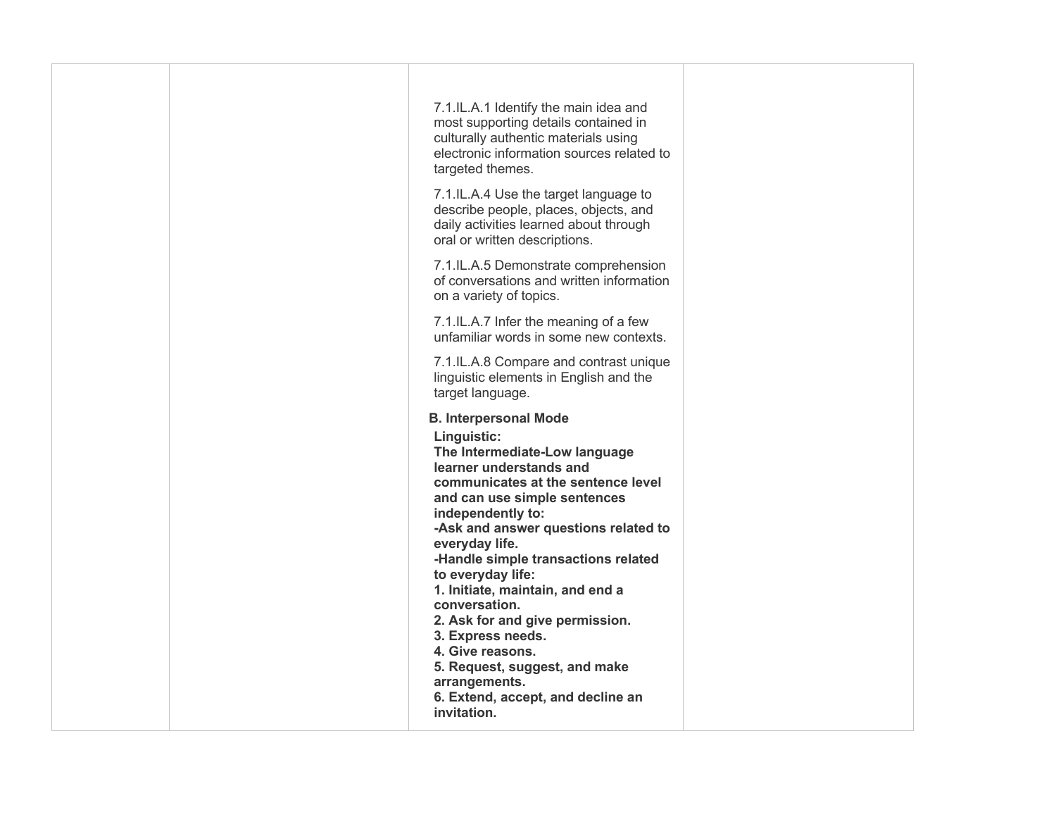| | | | |
|---|---|---|---|
| | | 7.1.IL.A.1 Identify the main idea and most supporting details contained in culturally authentic materials using electronic information sources related to targeted themes.<br><br>7.1.IL.A.4 Use the target language to describe people, places, objects, and daily activities learned about through oral or written descriptions.<br><br>7.1.IL.A.5 Demonstrate comprehension of conversations and written information on a variety of topics.<br><br>7.1.IL.A.7 Infer the meaning of a few unfamiliar words in some new contexts.<br><br>7.1.IL.A.8 Compare and contrast unique linguistic elements in English and the target language.<br><br>**B. Interpersonal Mode**<br>**Linguistic:**<br>**The Intermediate-Low language learner understands and communicates at the sentence level and can use simple sentences independently to:**<br>**-Ask and answer questions related to everyday life.**<br>**-Handle simple transactions related to everyday life:**<br>**1. Initiate, maintain, and end a conversation.**<br>**2. Ask for and give permission.**<br>**3. Express needs.**<br>**4. Give reasons.**<br>**5. Request, suggest, and make arrangements.**<br>**6. Extend, accept, and decline an invitation.** | |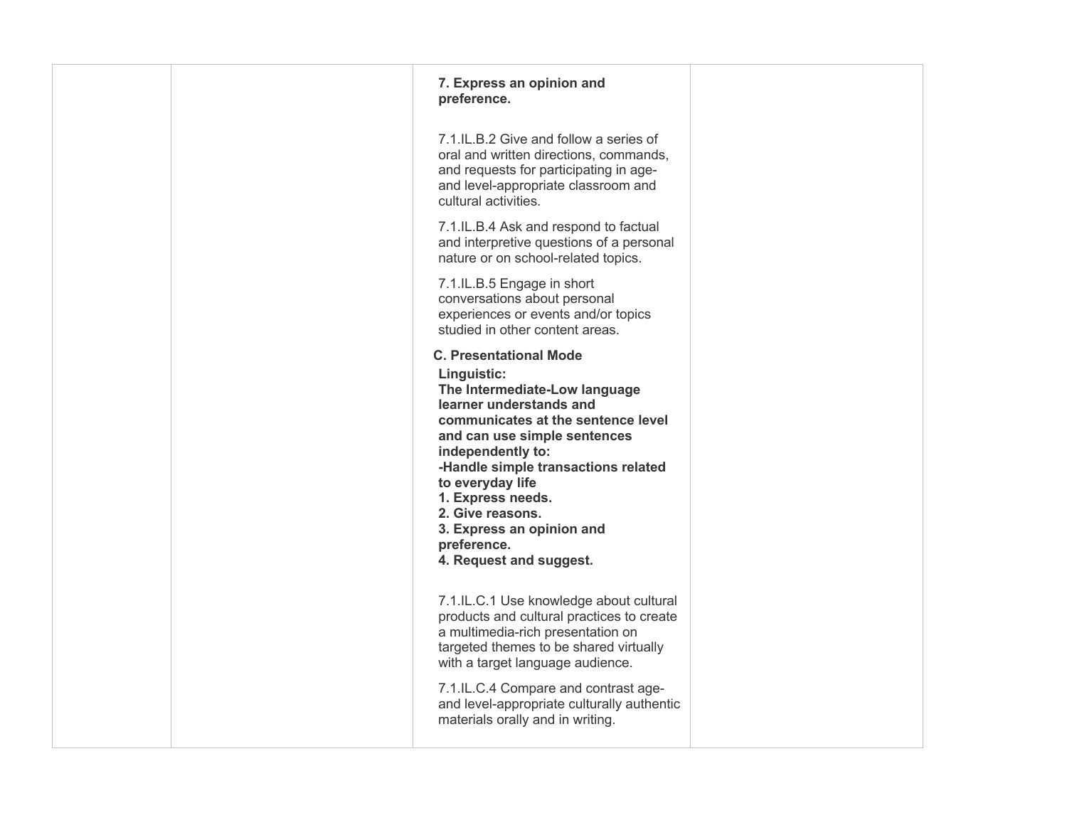| | | | |
|---|---|---|---|
| | | **7. Express an opinion and preference.**<br><br>7.1.IL.B.2 Give and follow a series of oral and written directions, commands, and requests for participating in age- and level-appropriate classroom and cultural activities.<br><br>7.1.IL.B.4 Ask and respond to factual and interpretive questions of a personal nature or on school-related topics.<br><br>7.1.IL.B.5 Engage in short conversations about personal experiences or events and/or topics studied in other content areas.<br><br>**C. Presentational Mode**<br>**Linguistic:**<br>**The Intermediate-Low language learner understands and communicates at the sentence level and can use simple sentences independently to:**<br>**-Handle simple transactions related to everyday life**<br>**1. Express needs.**<br>**2. Give reasons.**<br>**3. Express an opinion and preference.**<br>**4. Request and suggest.**<br><br>7.1.IL.C.1 Use knowledge about cultural products and cultural practices to create a multimedia-rich presentation on targeted themes to be shared virtually with a target language audience.<br><br>7.1.IL.C.4 Compare and contrast age- and level-appropriate culturally authentic materials orally and in writing. | |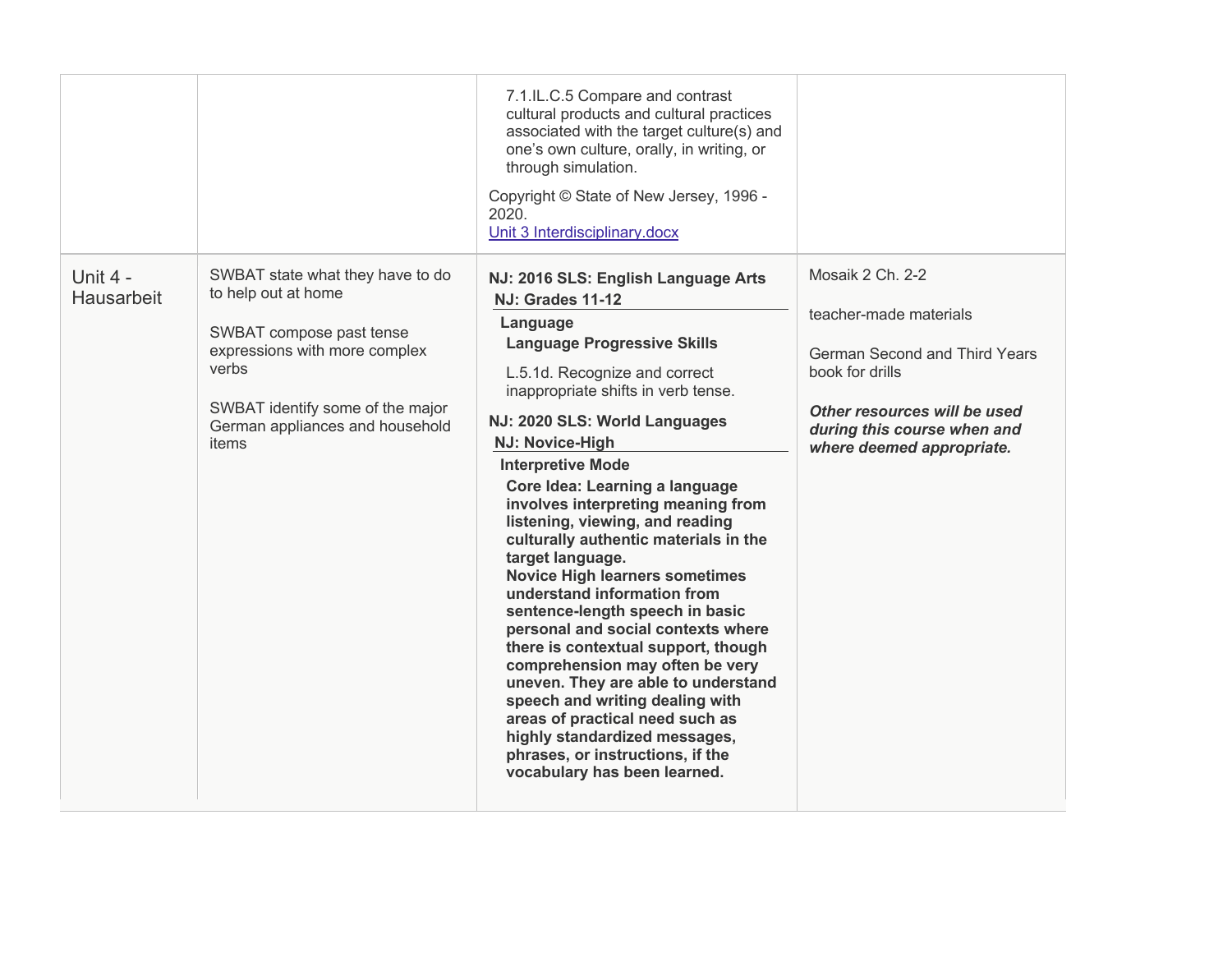| | | | |
|---|---|---|---|
| | | 7.1.IL.C.5 Compare and contrast cultural products and cultural practices associated with the target culture(s) and one's own culture, orally, in writing, or through simulation.<br><br>Copyright © State of New Jersey, 1996 - 2020.<br>[Unit 3 Interdisciplinary.docx]() | |
| Unit 4 - Hausarbeit | SWBAT state what they have to do to help out at home<br><br>SWBAT compose past tense expressions with more complex verbs<br><br>SWBAT identify some of the major German appliances and household items | **NJ: 2016 SLS: English Language Arts**<br>**NJ: Grades 11-12**<br>**Language**<br>**Language Progressive Skills**<br>L.5.1d. Recognize and correct inappropriate shifts in verb tense.<br><br>**NJ: 2020 SLS: World Languages**<br>**NJ: Novice-High**<br>**Interpretive Mode**<br>**Core Idea: Learning a language involves interpreting meaning from listening, viewing, and reading culturally authentic materials in the target language.**<br>**Novice High learners sometimes understand information from sentence-length speech in basic personal and social contexts where there is contextual support, though comprehension may often be very uneven. They are able to understand speech and writing dealing with areas of practical need such as highly standardized messages, phrases, or instructions, if the vocabulary has been learned.** | Mosaik 2 Ch. 2-2<br><br>teacher-made materials<br><br>German Second and Third Years book for drills<br><br>***Other resources will be used during this course when and where deemed appropriate.*** |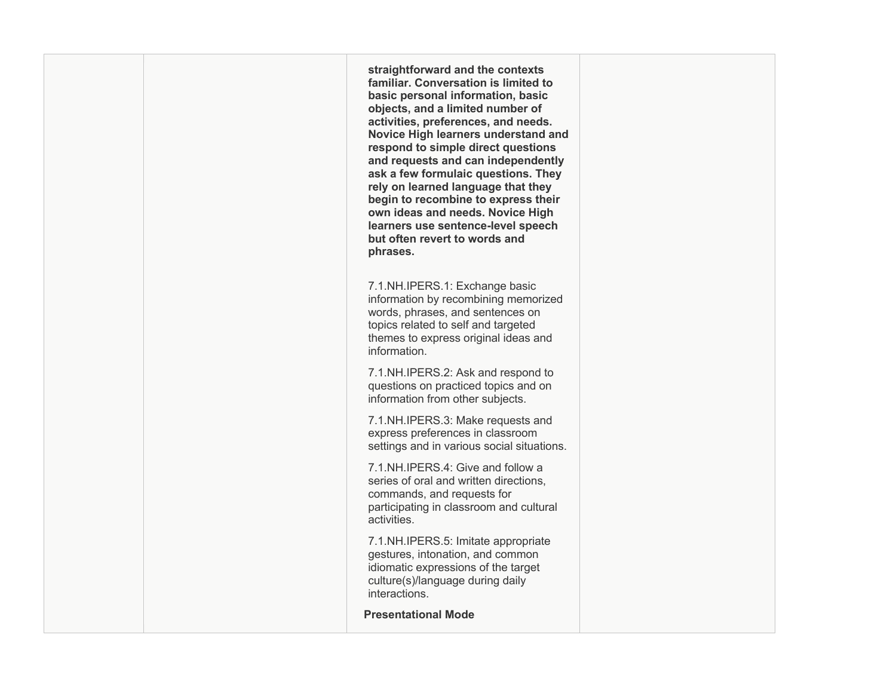|  |  | **straightforward and the contexts familiar. Conversation is limited to basic personal information, basic objects, and a limited number of activities, preferences, and needs. Novice High learners understand and respond to simple direct questions and requests and can independently ask a few formulaic questions. They rely on learned language that they begin to recombine to express their own ideas and needs. Novice High learners use sentence-level speech but often revert to words and phrases.**<br><br>7.1.NH.IPERS.1: Exchange basic information by recombining memorized words, phrases, and sentences on topics related to self and targeted themes to express original ideas and information.<br><br>7.1.NH.IPERS.2: Ask and respond to questions on practiced topics and on information from other subjects.<br><br>7.1.NH.IPERS.3: Make requests and express preferences in classroom settings and in various social situations.<br><br>7.1.NH.IPERS.4: Give and follow a series of oral and written directions, commands, and requests for participating in classroom and cultural activities.<br><br>7.1.NH.IPERS.5: Imitate appropriate gestures, intonation, and common idiomatic expressions of the target culture(s)/language during daily interactions.<br><br>**Presentational Mode** |  |
|---|---|---|---|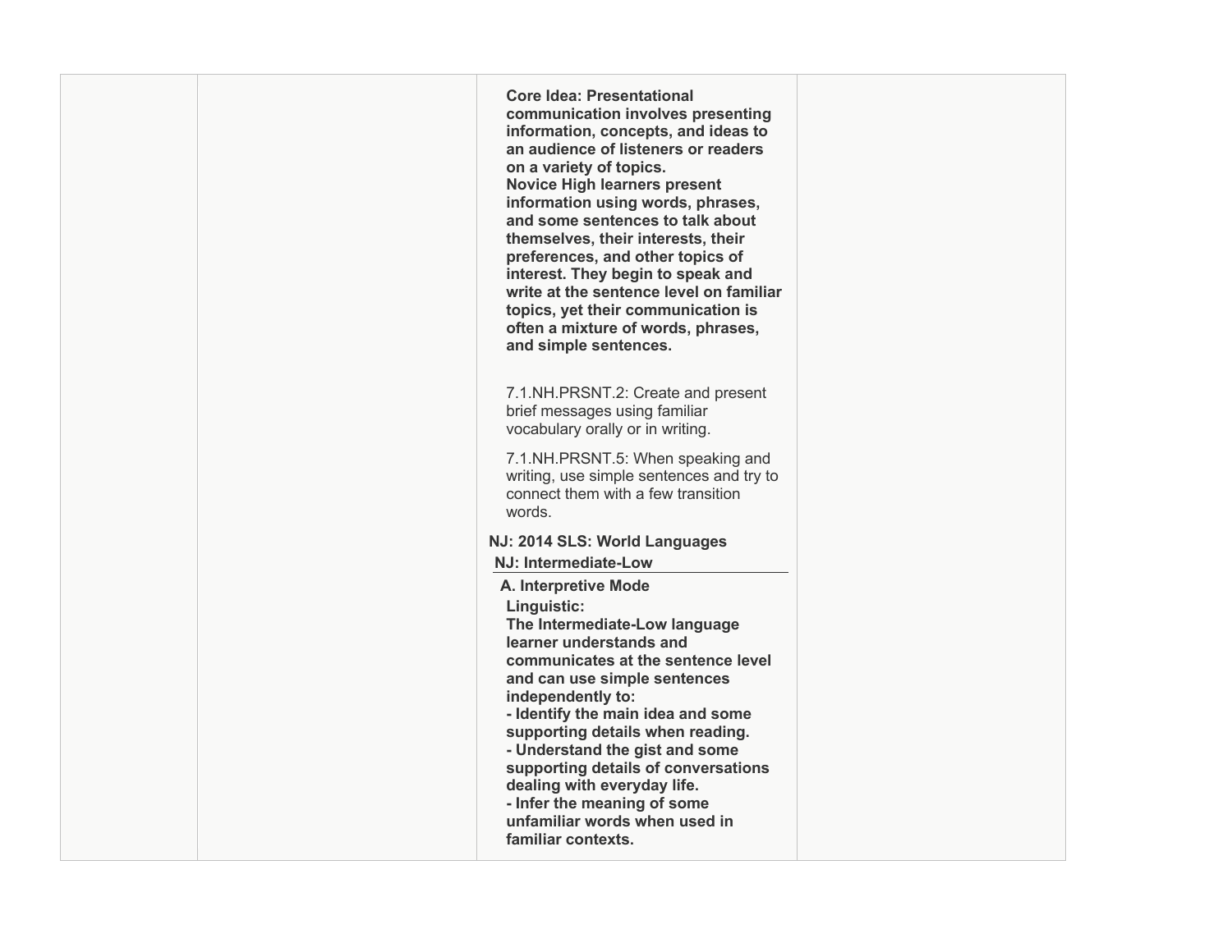| | | | |
|---|---|---|---|
| | | **Core Idea: Presentational communication involves presenting information, concepts, and ideas to an audience of listeners or readers on a variety of topics.**<br>**Novice High learners present information using words, phrases, and some sentences to talk about themselves, their interests, their preferences, and other topics of interest. They begin to speak and write at the sentence level on familiar topics, yet their communication is often a mixture of words, phrases, and simple sentences.**<br><br>7.1.NH.PRSNT.2: Create and present brief messages using familiar vocabulary orally or in writing.<br><br>7.1.NH.PRSNT.5: When speaking and writing, use simple sentences and try to connect them with a few transition words.<br><br>**NJ: 2014 SLS: World Languages**<br>**NJ: Intermediate-Low**<br>**A. Interpretive Mode**<br>**Linguistic:**<br>**The Intermediate-Low language learner understands and communicates at the sentence level and can use simple sentences independently to:**<br>**- Identify the main idea and some supporting details when reading.**<br>**- Understand the gist and some supporting details of conversations dealing with everyday life.**<br>**- Infer the meaning of some unfamiliar words when used in familiar contexts.** | |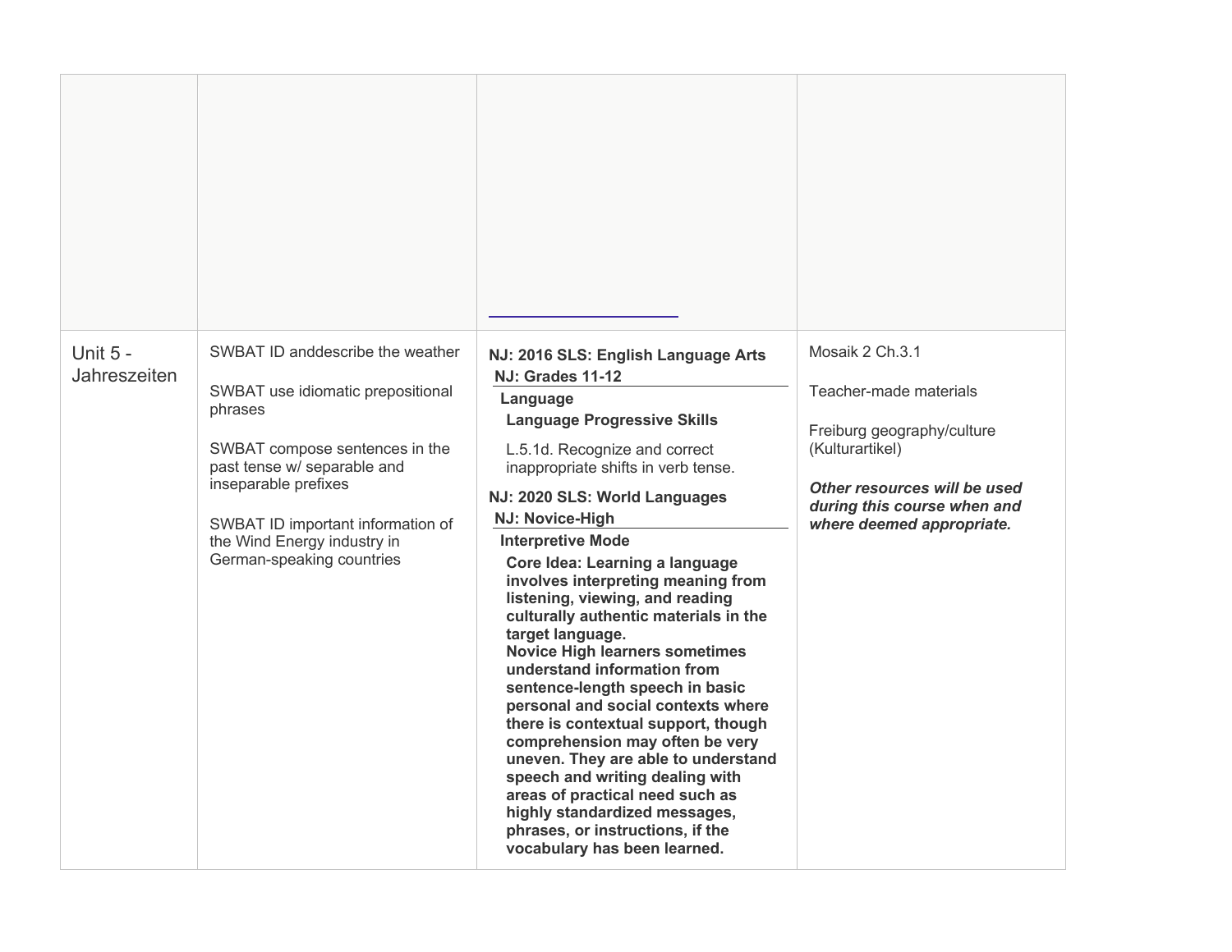| | | | |
|---|---|---|---|
| | | | |
| Unit 5 - Jahreszeiten | SWBAT ID anddescribe the weather<br><br>SWBAT use idiomatic prepositional phrases<br><br>SWBAT compose sentences in the past tense w/ separable and inseparable prefixes<br><br>SWBAT ID important information of the Wind Energy industry in German-speaking countries | **NJ: 2016 SLS: English Language Arts**<br>**NJ: Grades 11-12**<br>**Language**<br>**Language Progressive Skills**<br>L.5.1d. Recognize and correct inappropriate shifts in verb tense.<br>**NJ: 2020 SLS: World Languages**<br>**NJ: Novice-High**<br>**Interpretive Mode**<br>**Core Idea: Learning a language involves interpreting meaning from listening, viewing, and reading culturally authentic materials in the target language.**<br>**Novice High learners sometimes understand information from sentence-length speech in basic personal and social contexts where there is contextual support, though comprehension may often be very uneven. They are able to understand speech and writing dealing with areas of practical need such as highly standardized messages, phrases, or instructions, if the vocabulary has been learned.** | Mosaik 2 Ch.3.1<br><br>Teacher-made materials<br><br>Freiburg geography/culture (Kulturartikel)<br><br>***Other resources will be used during this course when and where deemed appropriate.*** |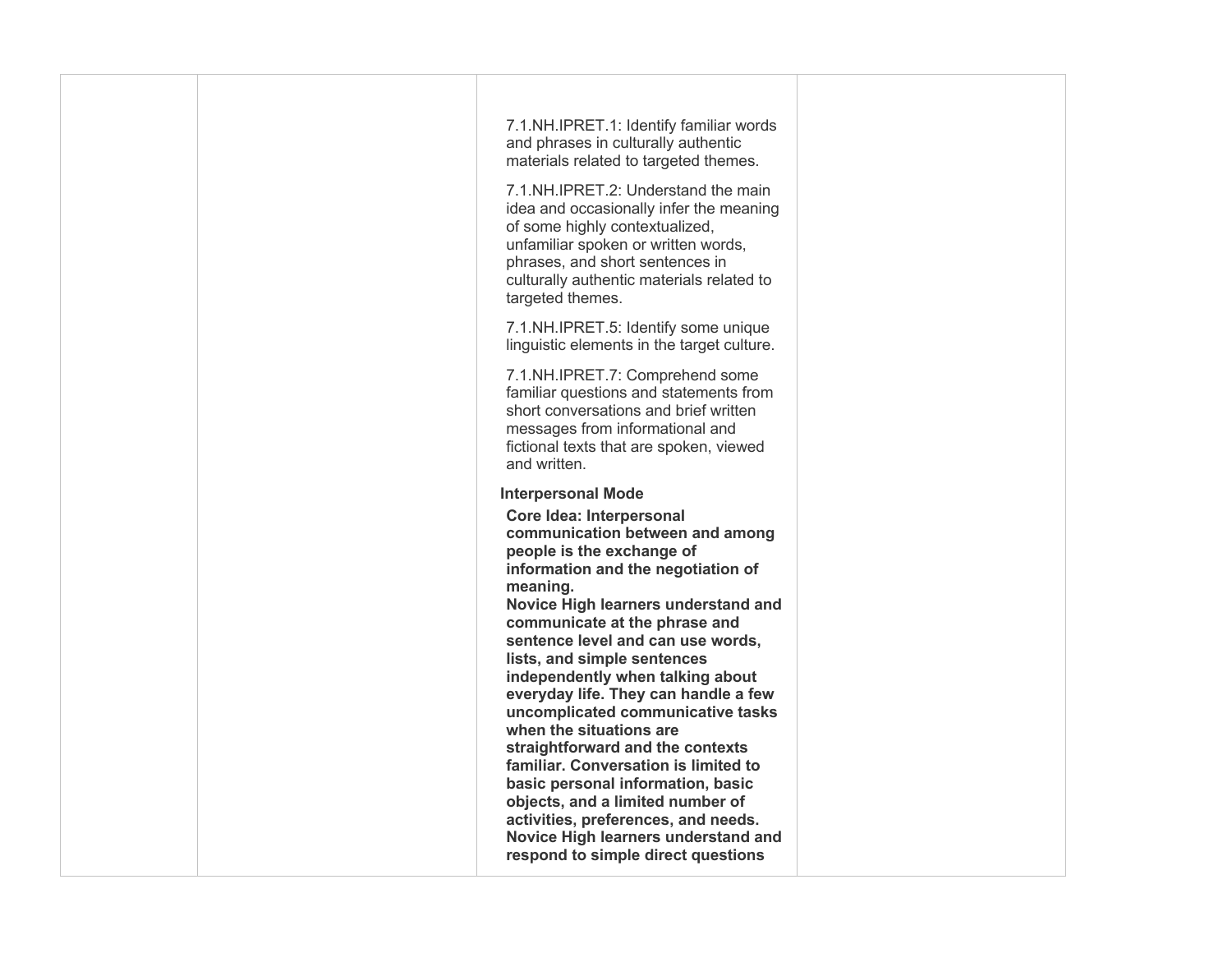| | | | |
|---|---|---|---|
| | | 7.1.NH.IPRET.1: Identify familiar words and phrases in culturally authentic materials related to targeted themes.<br><br>7.1.NH.IPRET.2: Understand the main idea and occasionally infer the meaning of some highly contextualized, unfamiliar spoken or written words, phrases, and short sentences in culturally authentic materials related to targeted themes.<br><br>7.1.NH.IPRET.5: Identify some unique linguistic elements in the target culture.<br><br>7.1.NH.IPRET.7: Comprehend some familiar questions and statements from short conversations and brief written messages from informational and fictional texts that are spoken, viewed and written.<br><br>**Interpersonal Mode**<br><br>**Core Idea: Interpersonal communication between and among people is the exchange of information and the negotiation of meaning.**<br>**Novice High learners understand and communicate at the phrase and sentence level and can use words, lists, and simple sentences independently when talking about everyday life. They can handle a few uncomplicated communicative tasks when the situations are straightforward and the contexts familiar. Conversation is limited to basic personal information, basic objects, and a limited number of activities, preferences, and needs. Novice High learners understand and respond to simple direct questions** | |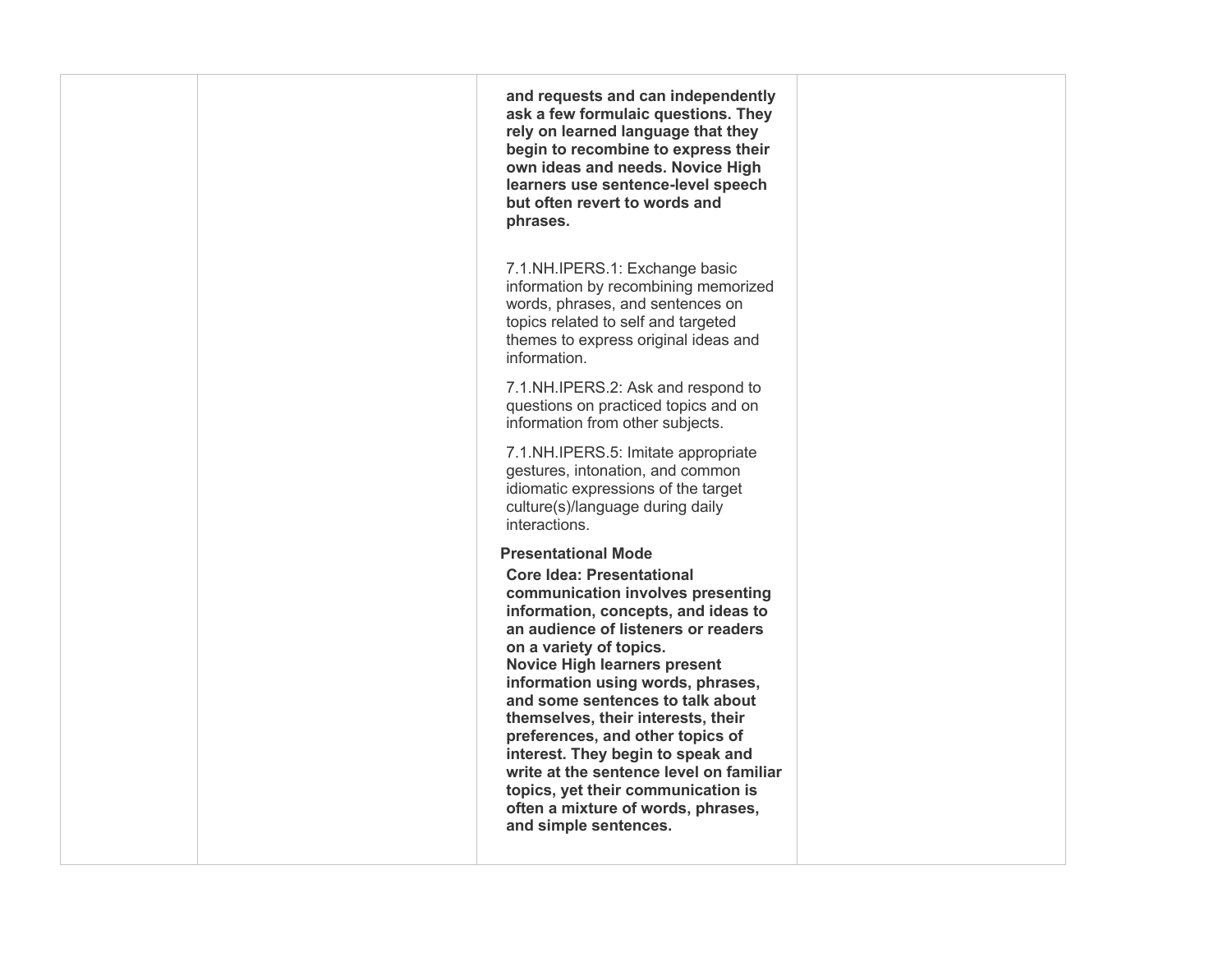| | | | |
|---|---|---|---|
| | | **and requests and can independently ask a few formulaic questions. They rely on learned language that they begin to recombine to express their own ideas and needs. Novice High learners use sentence-level speech but often revert to words and phrases.**<br><br>7.1.NH.IPERS.1: Exchange basic information by recombining memorized words, phrases, and sentences on topics related to self and targeted themes to express original ideas and information.<br><br>7.1.NH.IPERS.2: Ask and respond to questions on practiced topics and on information from other subjects.<br><br>7.1.NH.IPERS.5: Imitate appropriate gestures, intonation, and common idiomatic expressions of the target culture(s)/language during daily interactions.<br><br>**Presentational Mode**<br>**Core Idea: Presentational communication involves presenting information, concepts, and ideas to an audience of listeners or readers on a variety of topics.**<br>**Novice High learners present information using words, phrases, and some sentences to talk about themselves, their interests, their preferences, and other topics of interest. They begin to speak and write at the sentence level on familiar topics, yet their communication is often a mixture of words, phrases, and simple sentences.** | |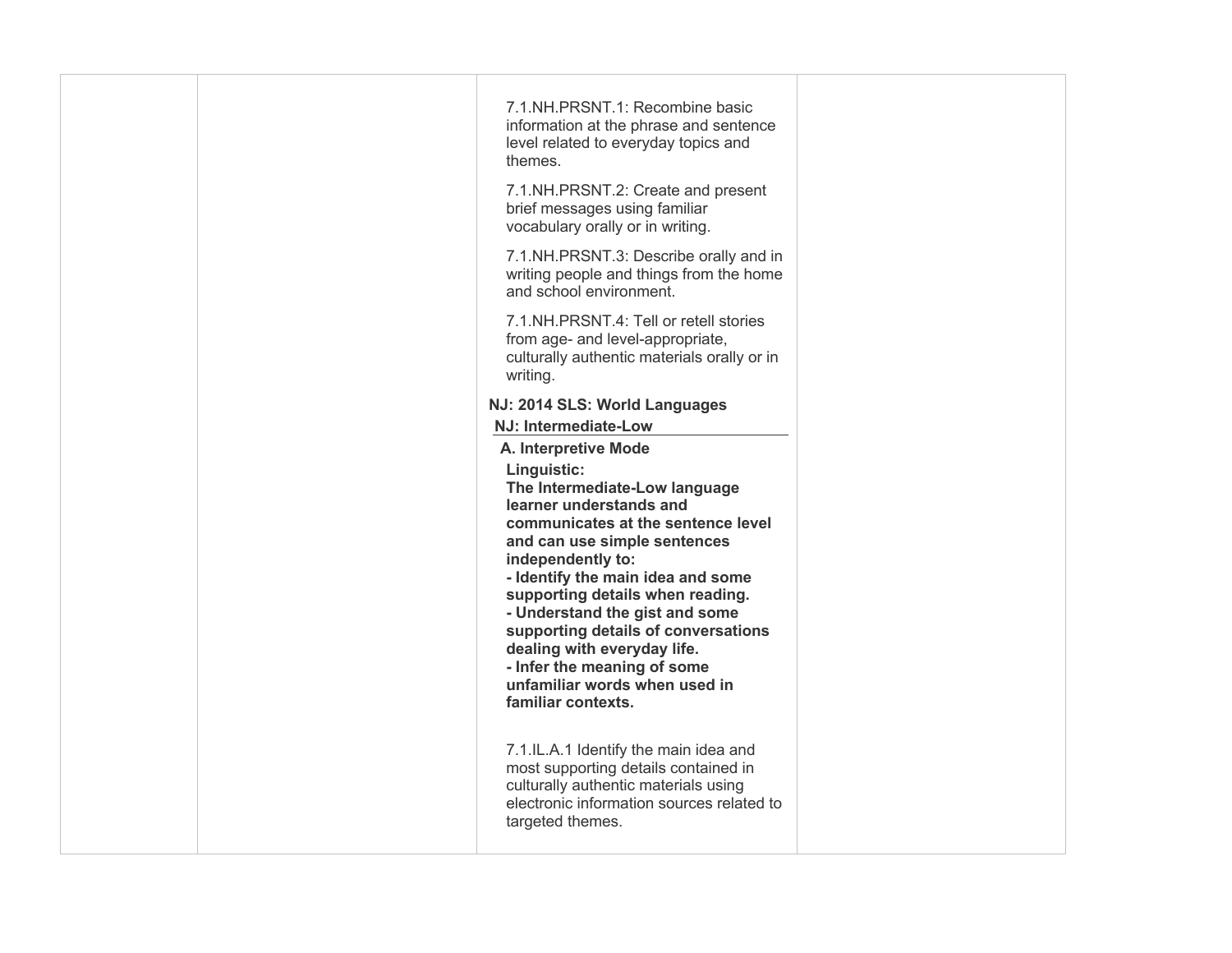| | | | |
|---|---|---|---|
| | | 7.1.NH.PRSNT.1: Recombine basic information at the phrase and sentence level related to everyday topics and themes.<br><br>7.1.NH.PRSNT.2: Create and present brief messages using familiar vocabulary orally or in writing.<br><br>7.1.NH.PRSNT.3: Describe orally and in writing people and things from the home and school environment.<br><br>7.1.NH.PRSNT.4: Tell or retell stories from age- and level-appropriate, culturally authentic materials orally or in writing.<br><br>**NJ: 2014 SLS: World Languages**<br>**NJ: Intermediate-Low**<br>**A. Interpretive Mode**<br>**Linguistic:**<br>**The Intermediate-Low language learner understands and communicates at the sentence level and can use simple sentences independently to:**<br>**- Identify the main idea and some supporting details when reading.**<br>**- Understand the gist and some supporting details of conversations dealing with everyday life.**<br>**- Infer the meaning of some unfamiliar words when used in familiar contexts.**<br><br>7.1.IL.A.1 Identify the main idea and most supporting details contained in culturally authentic materials using electronic information sources related to targeted themes. | |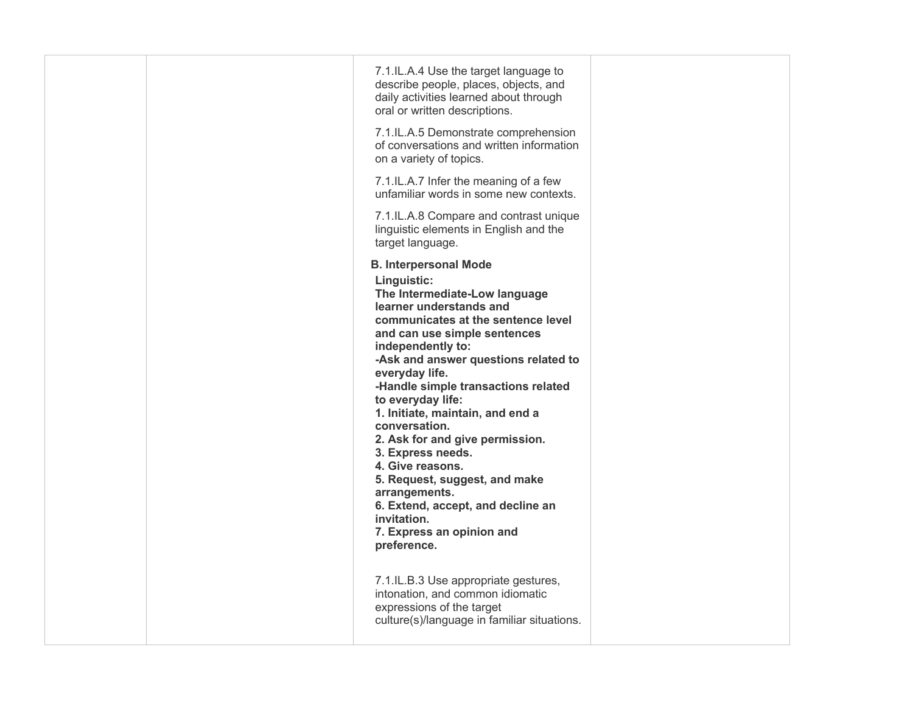| | | | |
|---|---|---|---|
| | | 7.1.IL.A.4 Use the target language to describe people, places, objects, and daily activities learned about through oral or written descriptions.<br><br>7.1.IL.A.5 Demonstrate comprehension of conversations and written information on a variety of topics.<br><br>7.1.IL.A.7 Infer the meaning of a few unfamiliar words in some new contexts.<br><br>7.1.IL.A.8 Compare and contrast unique linguistic elements in English and the target language.<br><br>**B. Interpersonal Mode**<br>**Linguistic:**<br>**The Intermediate-Low language learner understands and communicates at the sentence level and can use simple sentences independently to:**<br>**-Ask and answer questions related to everyday life.**<br>**-Handle simple transactions related to everyday life:**<br>**1. Initiate, maintain, and end a conversation.**<br>**2. Ask for and give permission.**<br>**3. Express needs.**<br>**4. Give reasons.**<br>**5. Request, suggest, and make arrangements.**<br>**6. Extend, accept, and decline an invitation.**<br>**7. Express an opinion and preference.**<br><br>7.1.IL.B.3 Use appropriate gestures, intonation, and common idiomatic expressions of the target culture(s)/language in familiar situations. | |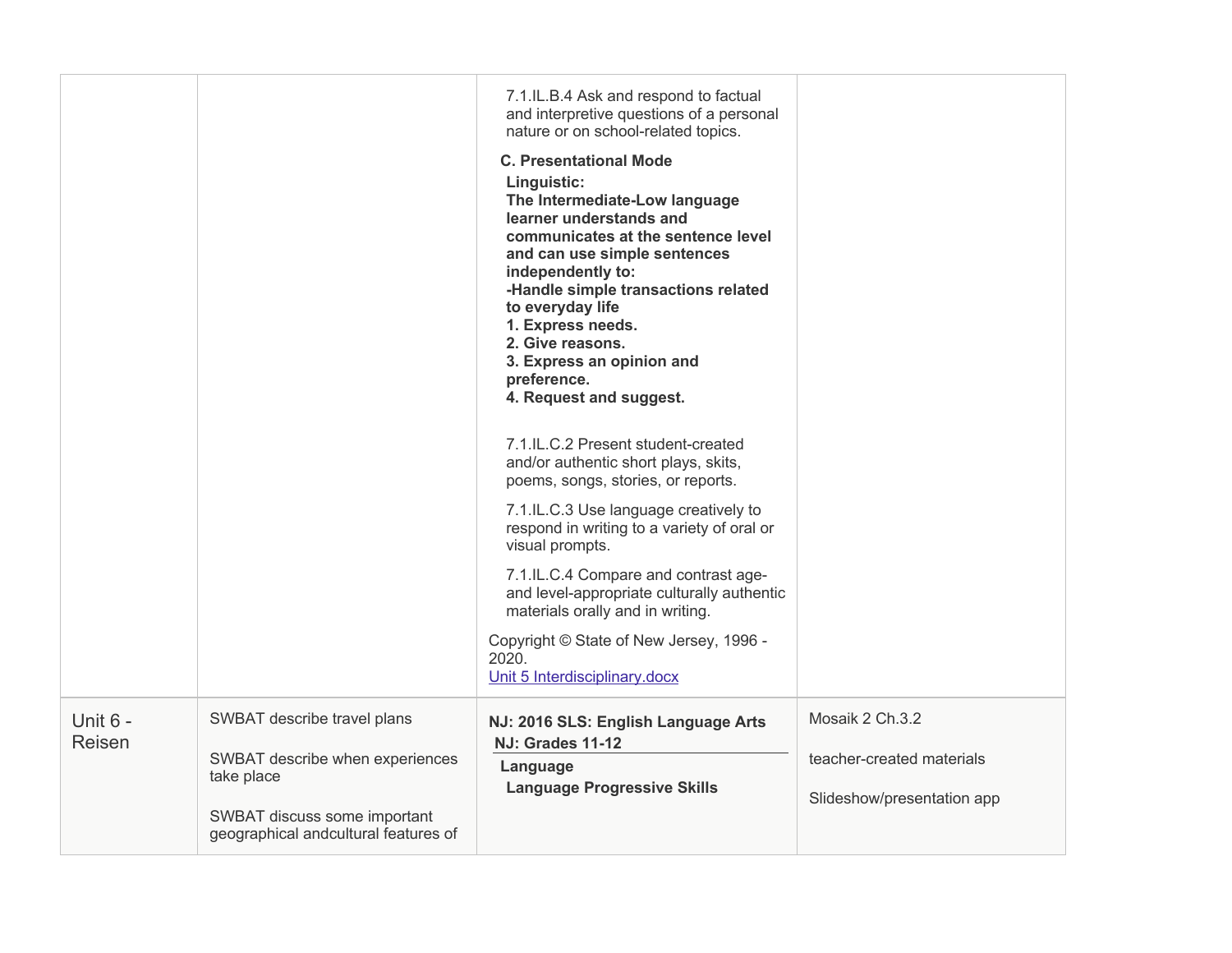| | | | |
|---|---|---|---|
| | | 7.1.IL.B.4 Ask and respond to factual and interpretive questions of a personal nature or on school-related topics.<br><br>**C. Presentational Mode**<br>**Linguistic:**<br>**The Intermediate-Low language learner understands and communicates at the sentence level and can use simple sentences independently to:**<br>**-Handle simple transactions related to everyday life**<br>**1. Express needs.**<br>**2. Give reasons.**<br>**3. Express an opinion and preference.**<br>**4. Request and suggest.**<br><br>7.1.IL.C.2 Present student-created and/or authentic short plays, skits, poems, songs, stories, or reports.<br><br>7.1.IL.C.3 Use language creatively to respond in writing to a variety of oral or visual prompts.<br><br>7.1.IL.C.4 Compare and contrast age- and level-appropriate culturally authentic materials orally and in writing.<br><br>Copyright © State of New Jersey, 1996 - 2020.<br>[Unit 5 Interdisciplinary.docx]() | |
| Unit 6 - Reisen | SWBAT describe travel plans<br><br>SWBAT describe when experiences take place<br><br>SWBAT discuss some important geographical andcultural features of | **NJ: 2016 SLS: English Language Arts**<br>**NJ: Grades 11-12**<br>**Language**<br>**Language Progressive Skills** | Mosaik 2 Ch.3.2<br><br>teacher-created materials<br><br>Slideshow/presentation app |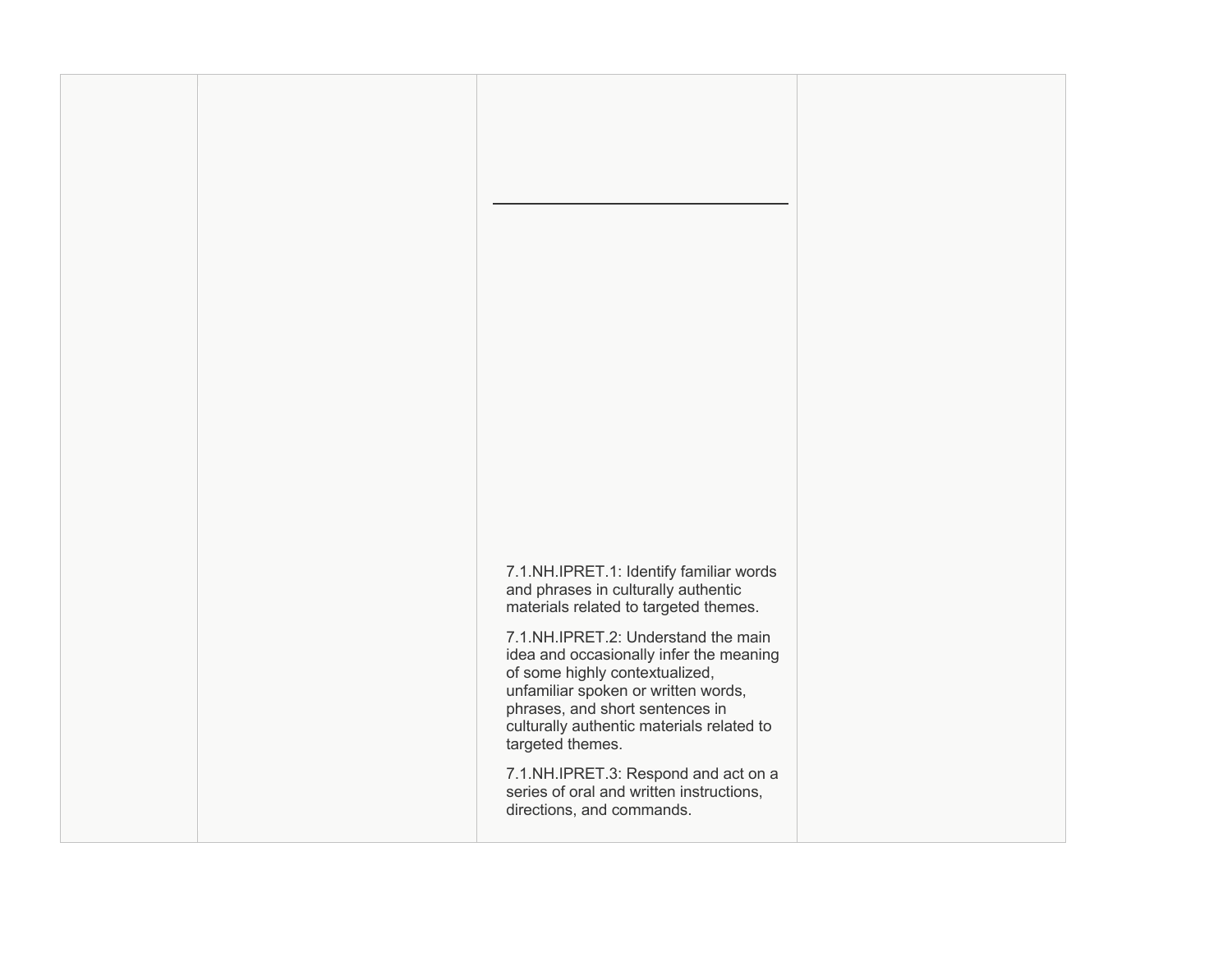| | | | |
|---|---|---|---|
| | | 7.1.NH.IPRET.1: Identify familiar words and phrases in culturally authentic materials related to targeted themes.<br><br>7.1.NH.IPRET.2: Understand the main idea and occasionally infer the meaning of some highly contextualized, unfamiliar spoken or written words, phrases, and short sentences in culturally authentic materials related to targeted themes.<br><br>7.1.NH.IPRET.3: Respond and act on a series of oral and written instructions, directions, and commands. | |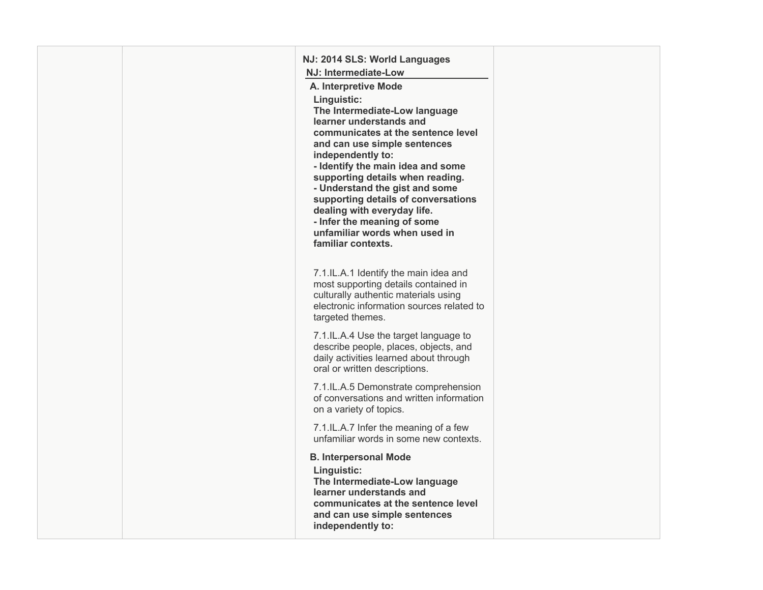|  |  | **NJ: 2014 SLS: World Languages**<br>**NJ: Intermediate-Low**<br>**A. Interpretive Mode**<br>**Linguistic:**<br>**The Intermediate-Low language learner understands and communicates at the sentence level and can use simple sentences independently to:**<br>**- Identify the main idea and some supporting details when reading.**<br>**- Understand the gist and some supporting details of conversations dealing with everyday life.**<br>**- Infer the meaning of some unfamiliar words when used in familiar contexts.**<br><br>7.1.IL.A.1 Identify the main idea and most supporting details contained in culturally authentic materials using electronic information sources related to targeted themes.<br><br>7.1.IL.A.4 Use the target language to describe people, places, objects, and daily activities learned about through oral or written descriptions.<br><br>7.1.IL.A.5 Demonstrate comprehension of conversations and written information on a variety of topics.<br><br>7.1.IL.A.7 Infer the meaning of a few unfamiliar words in some new contexts.<br><br>**B. Interpersonal Mode**<br>**Linguistic:**<br>**The Intermediate-Low language learner understands and communicates at the sentence level and can use simple sentences independently to:** |  |
|---|---|---|---|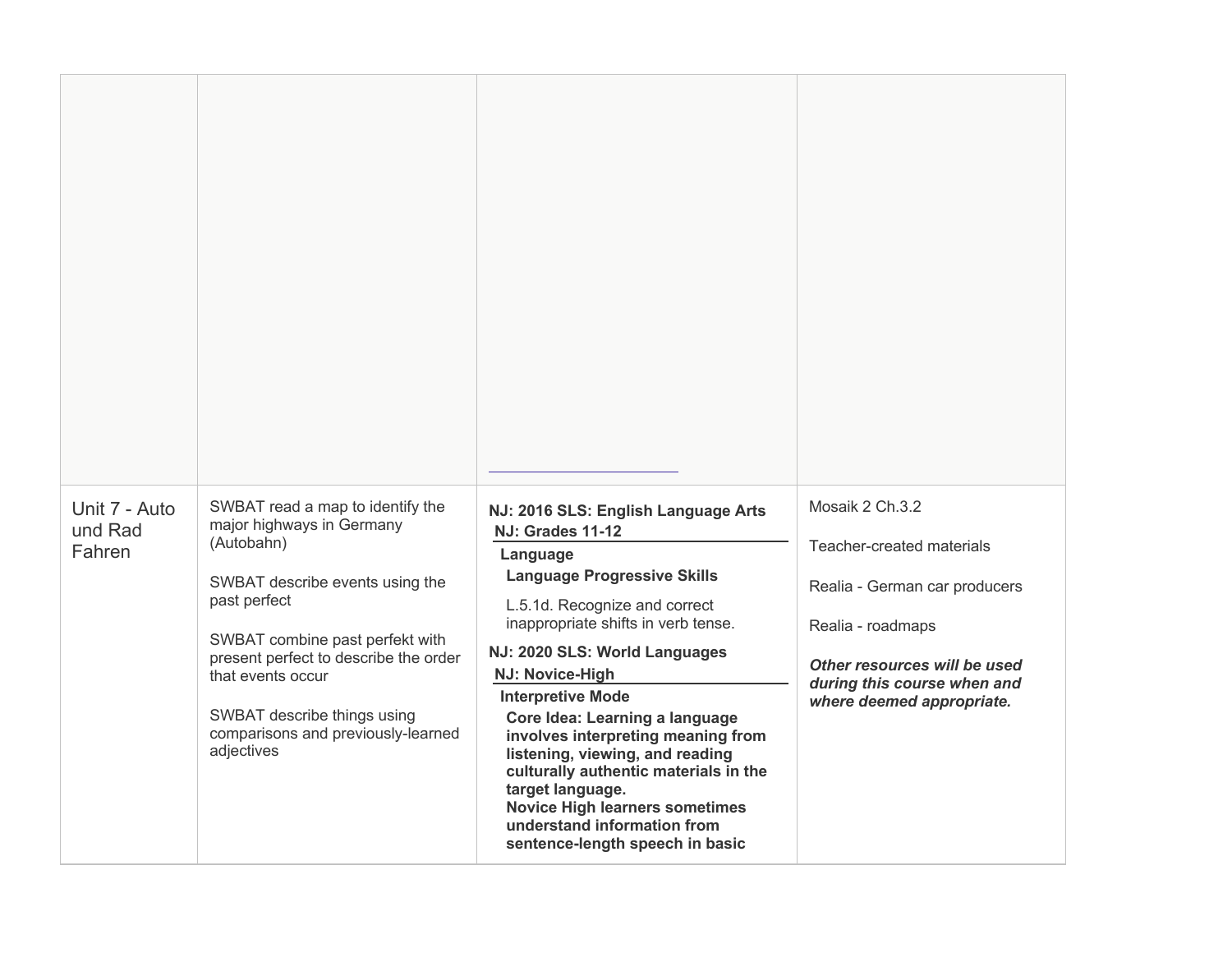| | | | |
|---|---|---|---|
| | | | |
| Unit 7 - Auto und Rad Fahren | SWBAT read a map to identify the major highways in Germany (Autobahn)<br><br>SWBAT describe events using the past perfect<br><br>SWBAT combine past perfekt with present perfect to describe the order that events occur<br><br>SWBAT describe things using comparisons and previously-learned adjectives | **NJ: 2016 SLS: English Language Arts**<br>**NJ: Grades 11-12**<br>**Language**<br>**Language Progressive Skills**<br>L.5.1d. Recognize and correct inappropriate shifts in verb tense.<br>**NJ: 2020 SLS: World Languages**<br>**NJ: Novice-High**<br>**Interpretive Mode**<br>**Core Idea: Learning a language involves interpreting meaning from listening, viewing, and reading culturally authentic materials in the target language.**<br>**Novice High learners sometimes understand information from sentence-length speech in basic** | Mosaik 2 Ch.3.2<br><br>Teacher-created materials<br><br>Realia - German car producers<br><br>Realia - roadmaps<br><br>***Other resources will be used during this course when and where deemed appropriate.*** |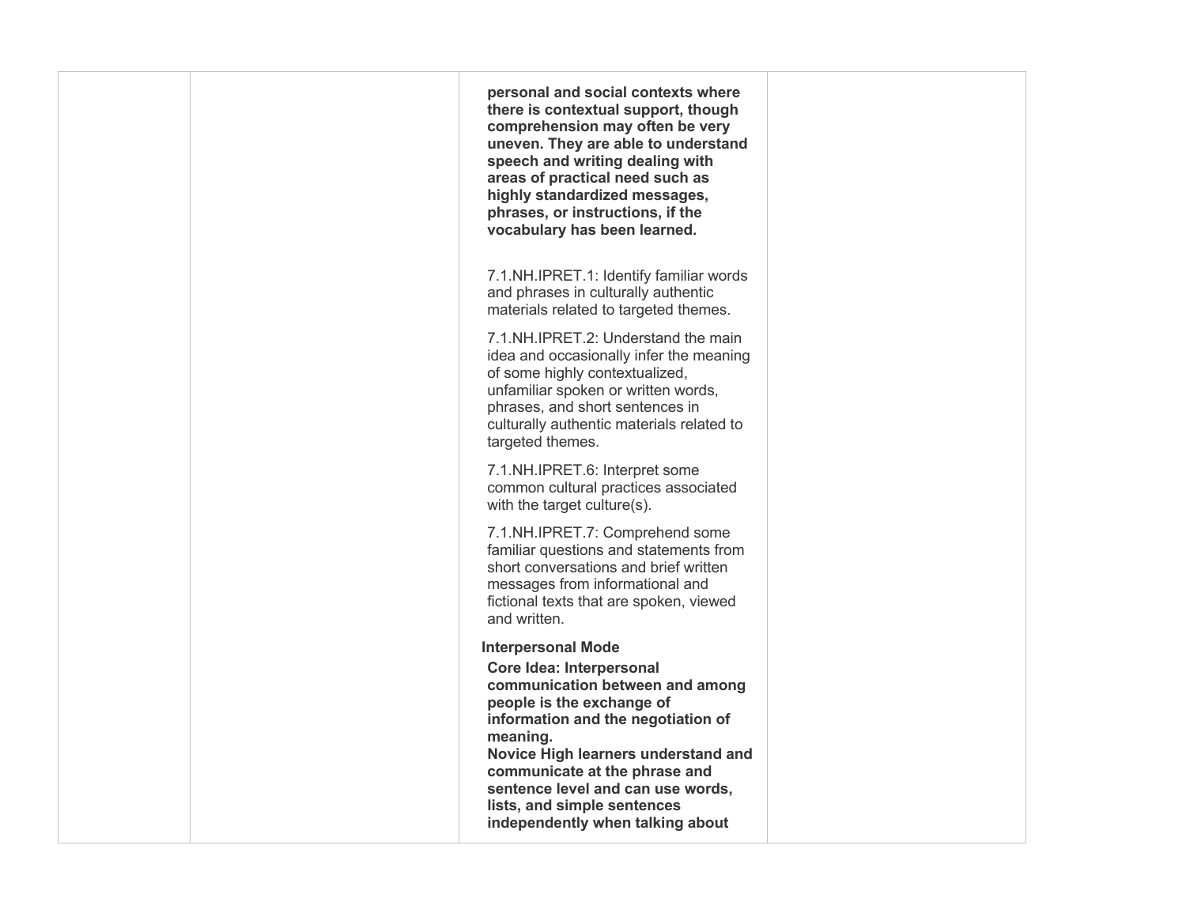|  |  |  |  |
|---|---|---|---|
|  |  | **personal and social contexts where there is contextual support, though comprehension may often be very uneven. They are able to understand speech and writing dealing with areas of practical need such as highly standardized messages, phrases, or instructions, if the vocabulary has been learned.**<br><br>7.1.NH.IPRET.1: Identify familiar words and phrases in culturally authentic materials related to targeted themes.<br><br>7.1.NH.IPRET.2: Understand the main idea and occasionally infer the meaning of some highly contextualized, unfamiliar spoken or written words, phrases, and short sentences in culturally authentic materials related to targeted themes.<br><br>7.1.NH.IPRET.6: Interpret some common cultural practices associated with the target culture(s).<br><br>7.1.NH.IPRET.7: Comprehend some familiar questions and statements from short conversations and brief written messages from informational and fictional texts that are spoken, viewed and written.<br><br>**Interpersonal Mode**<br>**Core Idea: Interpersonal communication between and among people is the exchange of information and the negotiation of meaning.**<br>**Novice High learners understand and communicate at the phrase and sentence level and can use words, lists, and simple sentences independently when talking about** |  |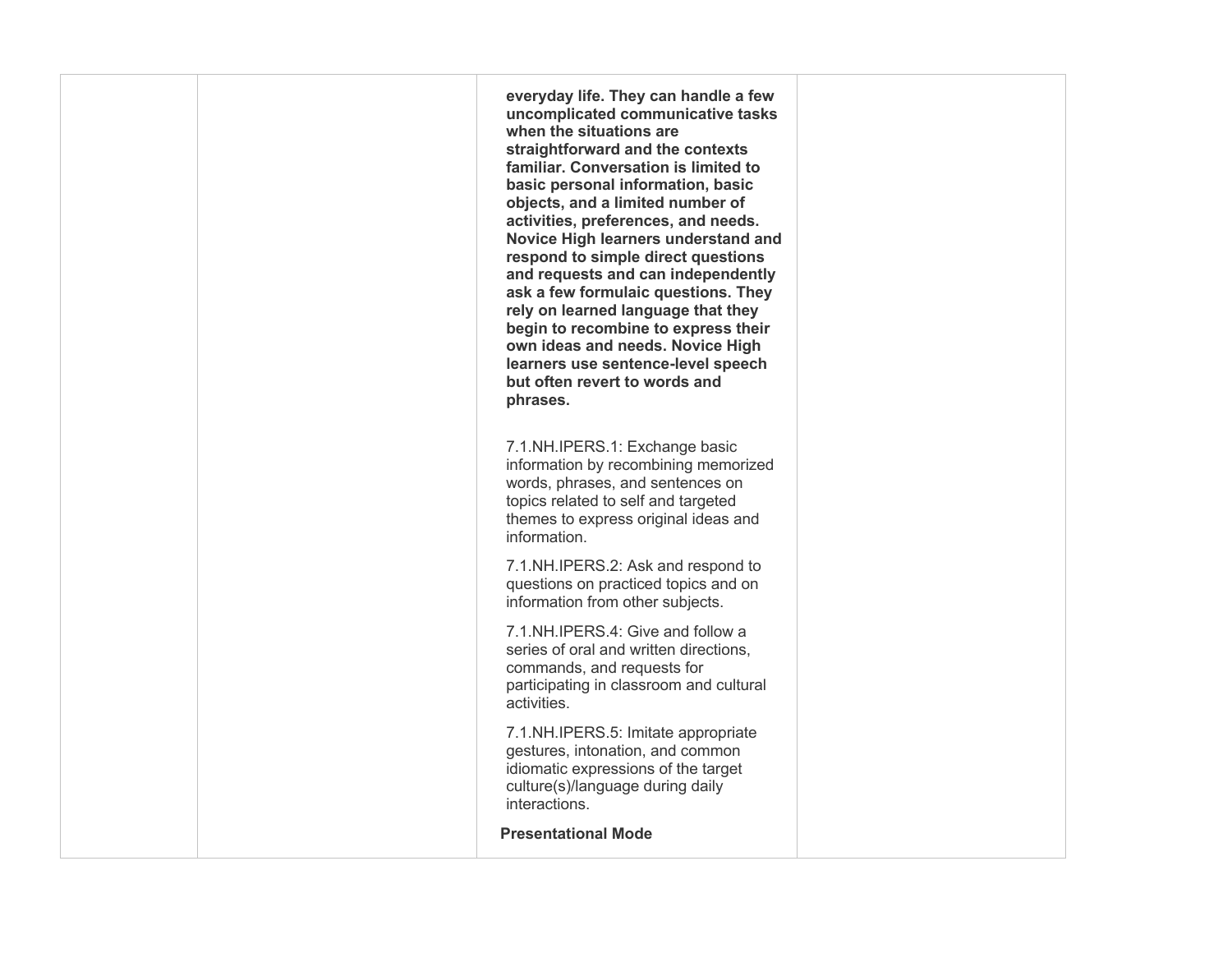| | | | |
|---|---|---|---|
| | | **everyday life. They can handle a few uncomplicated communicative tasks when the situations are straightforward and the contexts familiar. Conversation is limited to basic personal information, basic objects, and a limited number of activities, preferences, and needs. Novice High learners understand and respond to simple direct questions and requests and can independently ask a few formulaic questions. They rely on learned language that they begin to recombine to express their own ideas and needs. Novice High learners use sentence-level speech but often revert to words and phrases.**<br><br>7.1.NH.IPERS.1: Exchange basic information by recombining memorized words, phrases, and sentences on topics related to self and targeted themes to express original ideas and information.<br><br>7.1.NH.IPERS.2: Ask and respond to questions on practiced topics and on information from other subjects.<br><br>7.1.NH.IPERS.4: Give and follow a series of oral and written directions, commands, and requests for participating in classroom and cultural activities.<br><br>7.1.NH.IPERS.5: Imitate appropriate gestures, intonation, and common idiomatic expressions of the target culture(s)/language during daily interactions.<br><br>**Presentational Mode** | |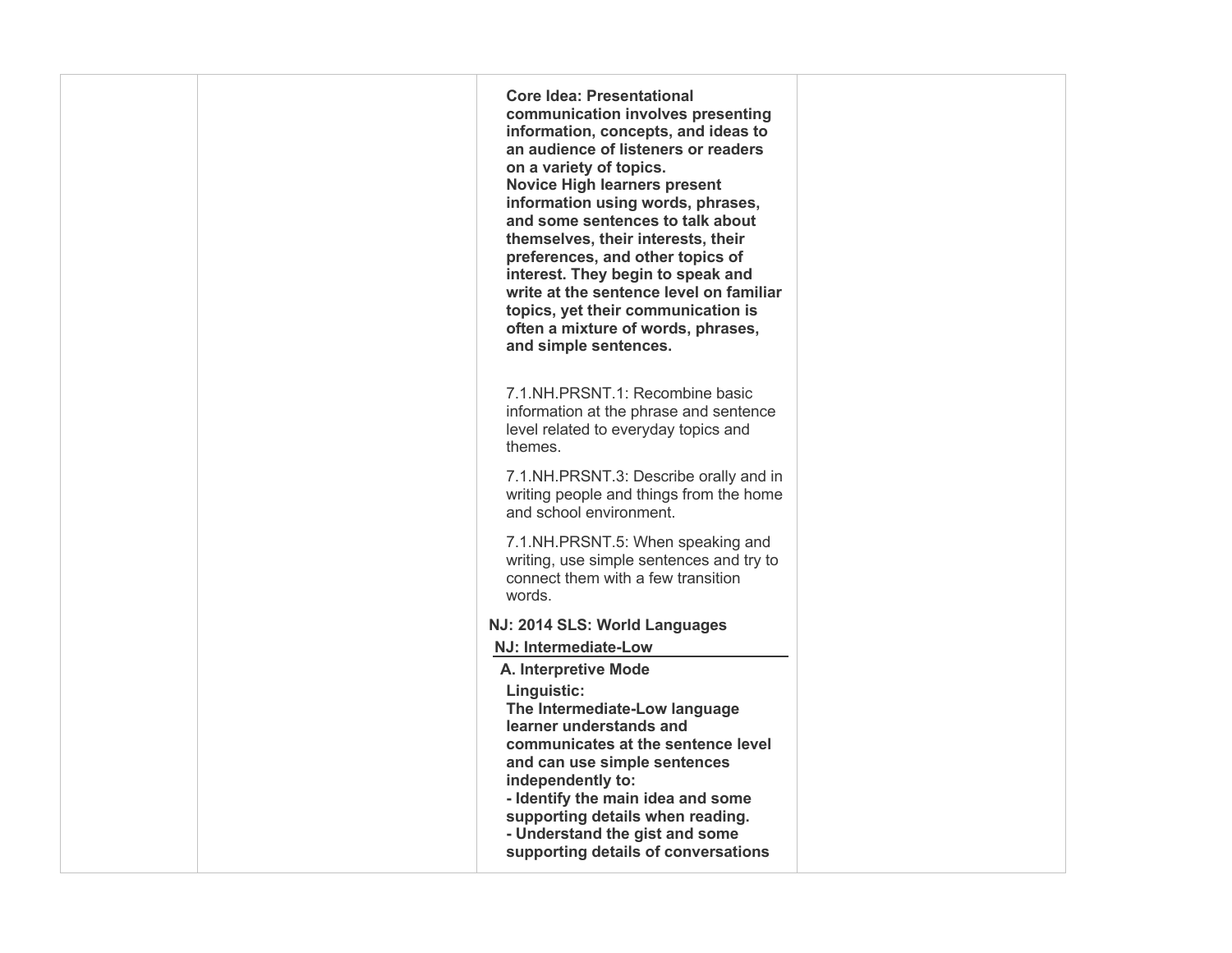| | | | |
|---|---|---|---|
| | | **Core Idea: Presentational communication involves presenting information, concepts, and ideas to an audience of listeners or readers on a variety of topics.**<br>**Novice High learners present information using words, phrases, and some sentences to talk about themselves, their interests, their preferences, and other topics of interest. They begin to speak and write at the sentence level on familiar topics, yet their communication is often a mixture of words, phrases, and simple sentences.**<br><br>7.1.NH.PRSNT.1: Recombine basic information at the phrase and sentence level related to everyday topics and themes.<br><br>7.1.NH.PRSNT.3: Describe orally and in writing people and things from the home and school environment.<br><br>7.1.NH.PRSNT.5: When speaking and writing, use simple sentences and try to connect them with a few transition words.<br><br>**NJ: 2014 SLS: World Languages**<br>**NJ: Intermediate-Low**<br>**A. Interpretive Mode**<br>**Linguistic:**<br>**The Intermediate-Low language learner understands and communicates at the sentence level and can use simple sentences independently to:**<br>**- Identify the main idea and some supporting details when reading.**<br>**- Understand the gist and some supporting details of conversations** | |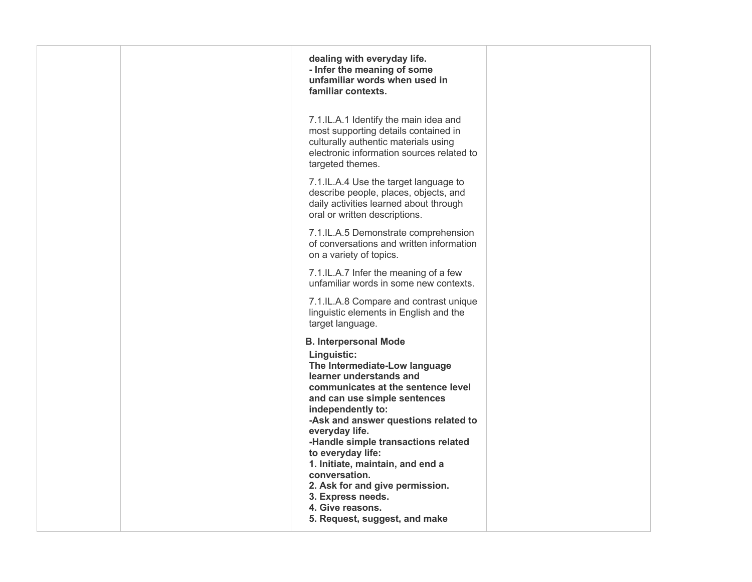| | | **dealing with everyday life.**<br>**- Infer the meaning of some unfamiliar words when used in familiar contexts.**<br><br>7.1.IL.A.1 Identify the main idea and most supporting details contained in culturally authentic materials using electronic information sources related to targeted themes.<br><br>7.1.IL.A.4 Use the target language to describe people, places, objects, and daily activities learned about through oral or written descriptions.<br><br>7.1.IL.A.5 Demonstrate comprehension of conversations and written information on a variety of topics.<br><br>7.1.IL.A.7 Infer the meaning of a few unfamiliar words in some new contexts.<br><br>7.1.IL.A.8 Compare and contrast unique linguistic elements in English and the target language.<br><br>**B. Interpersonal Mode**<br>**Linguistic:**<br>**The Intermediate-Low language learner understands and communicates at the sentence level and can use simple sentences independently to:**<br>**-Ask and answer questions related to everyday life.**<br>**-Handle simple transactions related to everyday life:**<br>**1. Initiate, maintain, and end a conversation.**<br>**2. Ask for and give permission.**<br>**3. Express needs.**<br>**4. Give reasons.**<br>**5. Request, suggest, and make** | |
|---|---|---|---|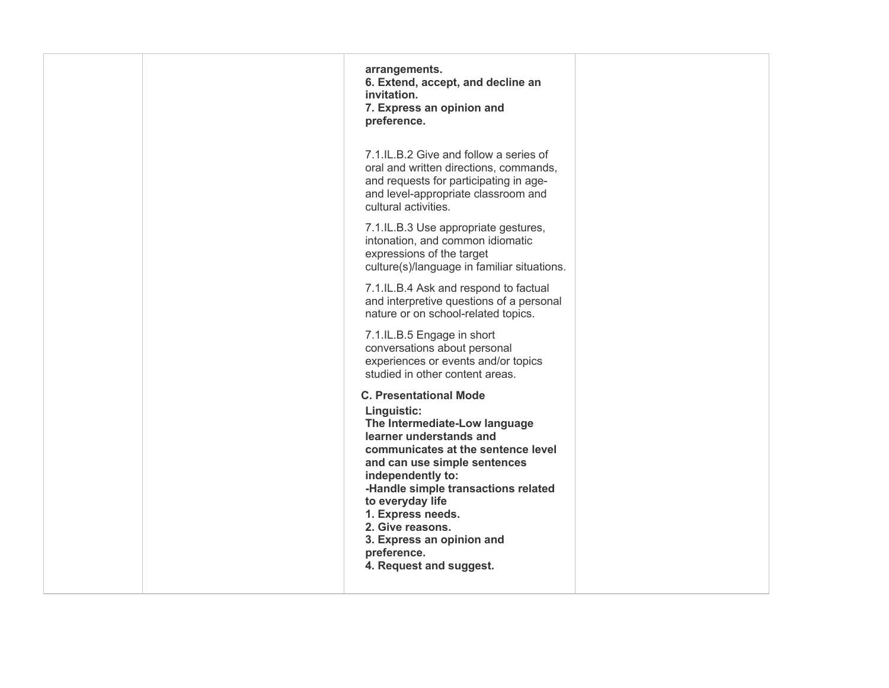|  |  |  |  |
| --- | --- | --- | --- |
|  |  | **arrangements.**<br>**6. Extend, accept, and decline an invitation.**<br>**7. Express an opinion and preference.**<br><br>7.1.IL.B.2 Give and follow a series of oral and written directions, commands, and requests for participating in age- and level-appropriate classroom and cultural activities.<br><br>7.1.IL.B.3 Use appropriate gestures, intonation, and common idiomatic expressions of the target culture(s)/language in familiar situations.<br><br>7.1.IL.B.4 Ask and respond to factual and interpretive questions of a personal nature or on school-related topics.<br><br>7.1.IL.B.5 Engage in short conversations about personal experiences or events and/or topics studied in other content areas.<br><br>**C. Presentational Mode**<br>**Linguistic:**<br>**The Intermediate-Low language learner understands and communicates at the sentence level and can use simple sentences independently to:**<br>**-Handle simple transactions related to everyday life**<br>**1. Express needs.**<br>**2. Give reasons.**<br>**3. Express an opinion and preference.**<br>**4. Request and suggest.** |  |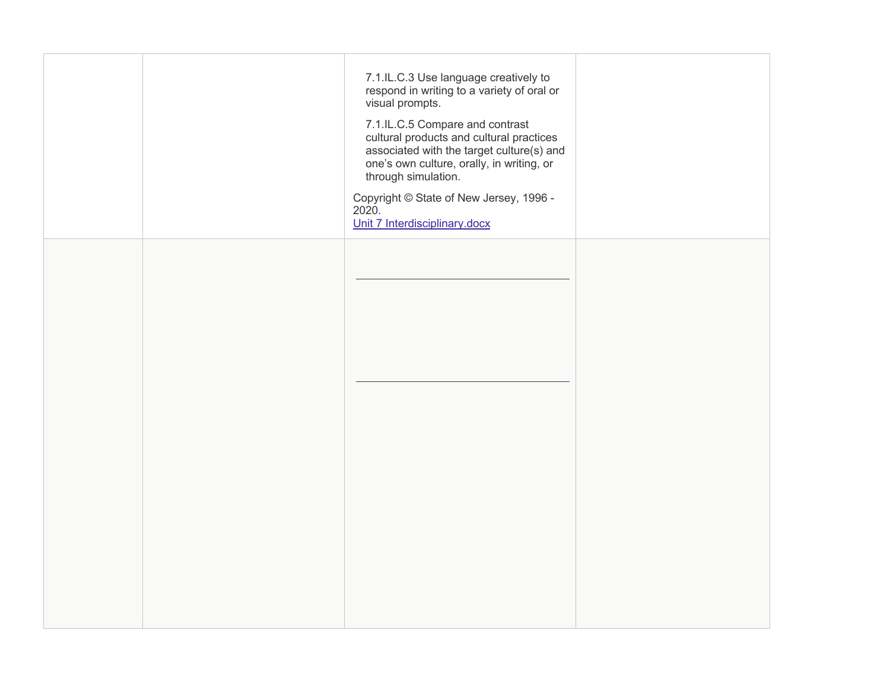|  |  |  |  |
|---|---|---|---|
|  |  | 7.1.IL.C.3 Use language creatively to respond in writing to a variety of oral or visual prompts.<br><br>7.1.IL.C.5 Compare and contrast cultural products and cultural practices associated with the target culture(s) and one's own culture, orally, in writing, or through simulation.<br><br>Copyright © State of New Jersey, 1996 - 2020.<br>Unit 7 Interdisciplinary.docx |  |
|  |  |  |  |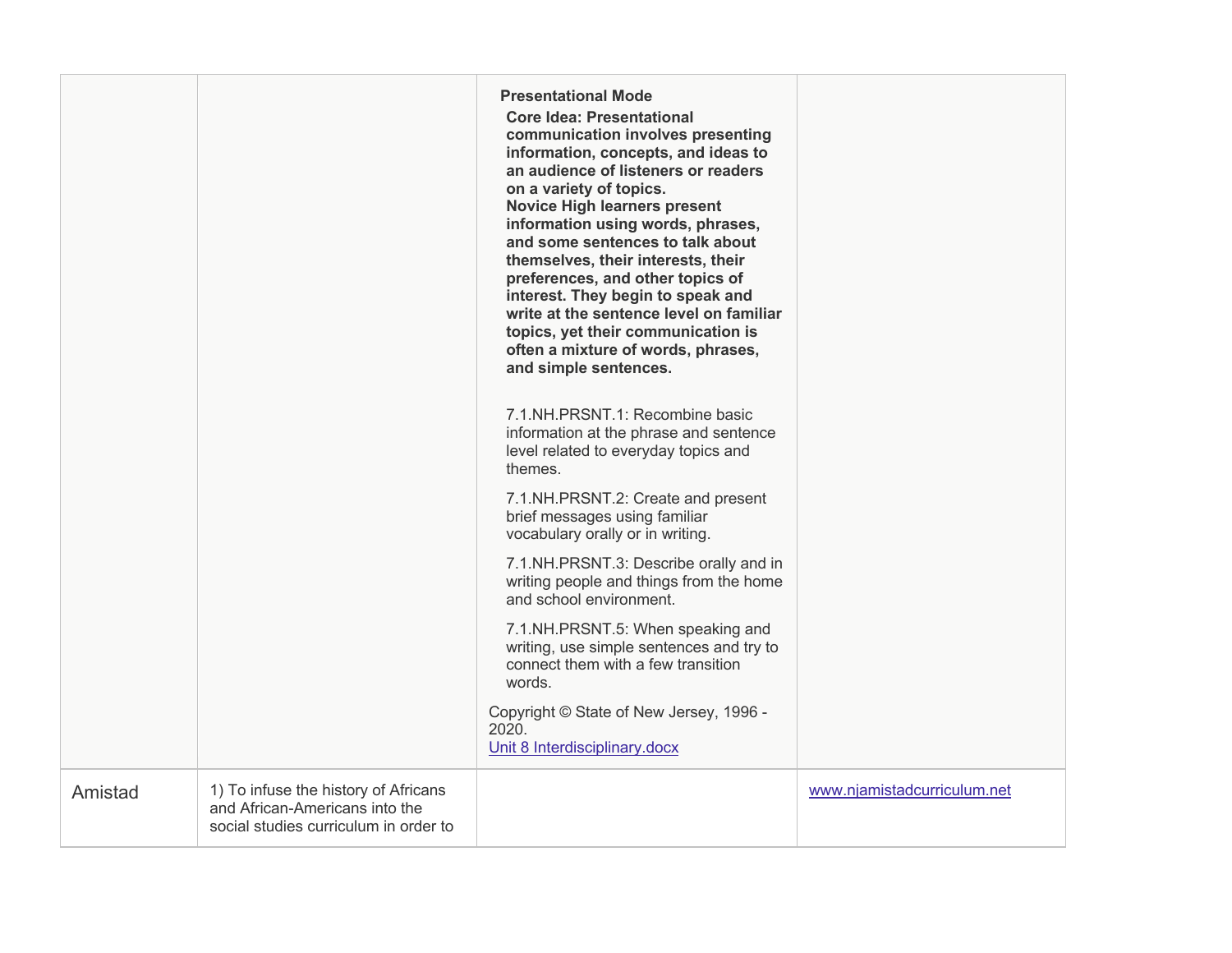|  |  |  |  |
|---|---|---|---|
|  |  | **Presentational Mode**<br>**Core Idea: Presentational communication involves presenting information, concepts, and ideas to an audience of listeners or readers on a variety of topics.**<br>**Novice High learners present information using words, phrases, and some sentences to talk about themselves, their interests, their preferences, and other topics of interest. They begin to speak and write at the sentence level on familiar topics, yet their communication is often a mixture of words, phrases, and simple sentences.**<br><br>7.1.NH.PRSNT.1: Recombine basic information at the phrase and sentence level related to everyday topics and themes.<br><br>7.1.NH.PRSNT.2: Create and present brief messages using familiar vocabulary orally or in writing.<br><br>7.1.NH.PRSNT.3: Describe orally and in writing people and things from the home and school environment.<br><br>7.1.NH.PRSNT.5: When speaking and writing, use simple sentences and try to connect them with a few transition words.<br><br>Copyright © State of New Jersey, 1996 - 2020.<br>[Unit 8 Interdisciplinary.docx]() |  |
| Amistad | 1) To infuse the history of Africans and African-Americans into the social studies curriculum in order to |  | [www.njamistadcurriculum.net]() |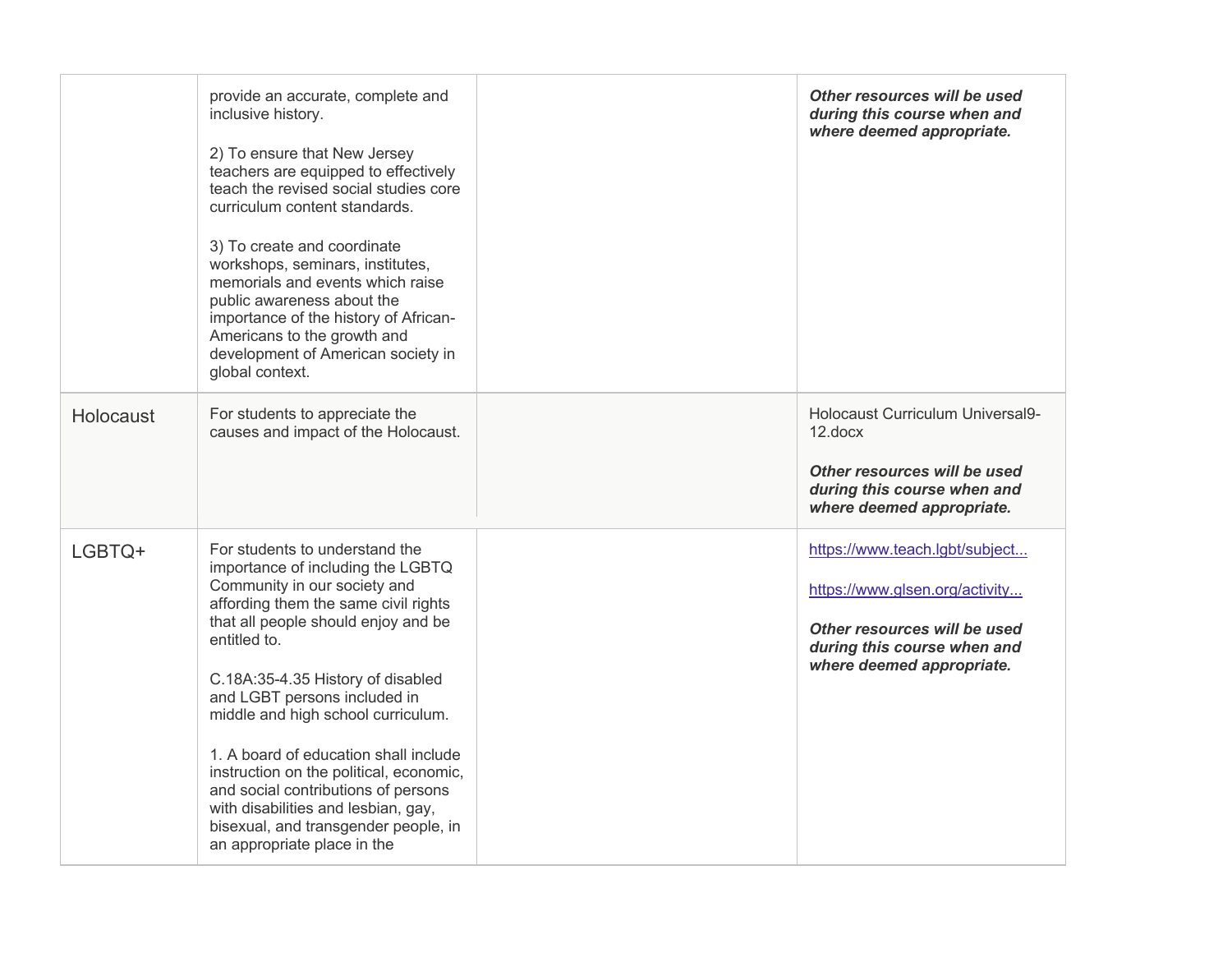|  |  |  |  |
|---|---|---|---|
|  | provide an accurate, complete and inclusive history.<br><br>2) To ensure that New Jersey teachers are equipped to effectively teach the revised social studies core curriculum content standards.<br><br>3) To create and coordinate workshops, seminars, institutes, memorials and events which raise public awareness about the importance of the history of African-Americans to the growth and development of American society in global context. |  | ***Other resources will be used during this course when and where deemed appropriate.*** |
| Holocaust | For students to appreciate the causes and impact of the Holocaust. |  | Holocaust Curriculum Universal9-12.docx<br><br>***Other resources will be used during this course when and where deemed appropriate.*** |
| LGBTQ+ | For students to understand the importance of including the LGBTQ Community in our society and affording them the same civil rights that all people should enjoy and be entitled to.<br><br>C.18A:35-4.35 History of disabled and LGBT persons included in middle and high school curriculum.<br><br>1. A board of education shall include instruction on the political, economic, and social contributions of persons with disabilities and lesbian, gay, bisexual, and transgender people, in an appropriate place in the |  | https://www.teach.lgbt/subject...<br><br>https://www.glsen.org/activity...<br><br>***Other resources will be used during this course when and where deemed appropriate.*** |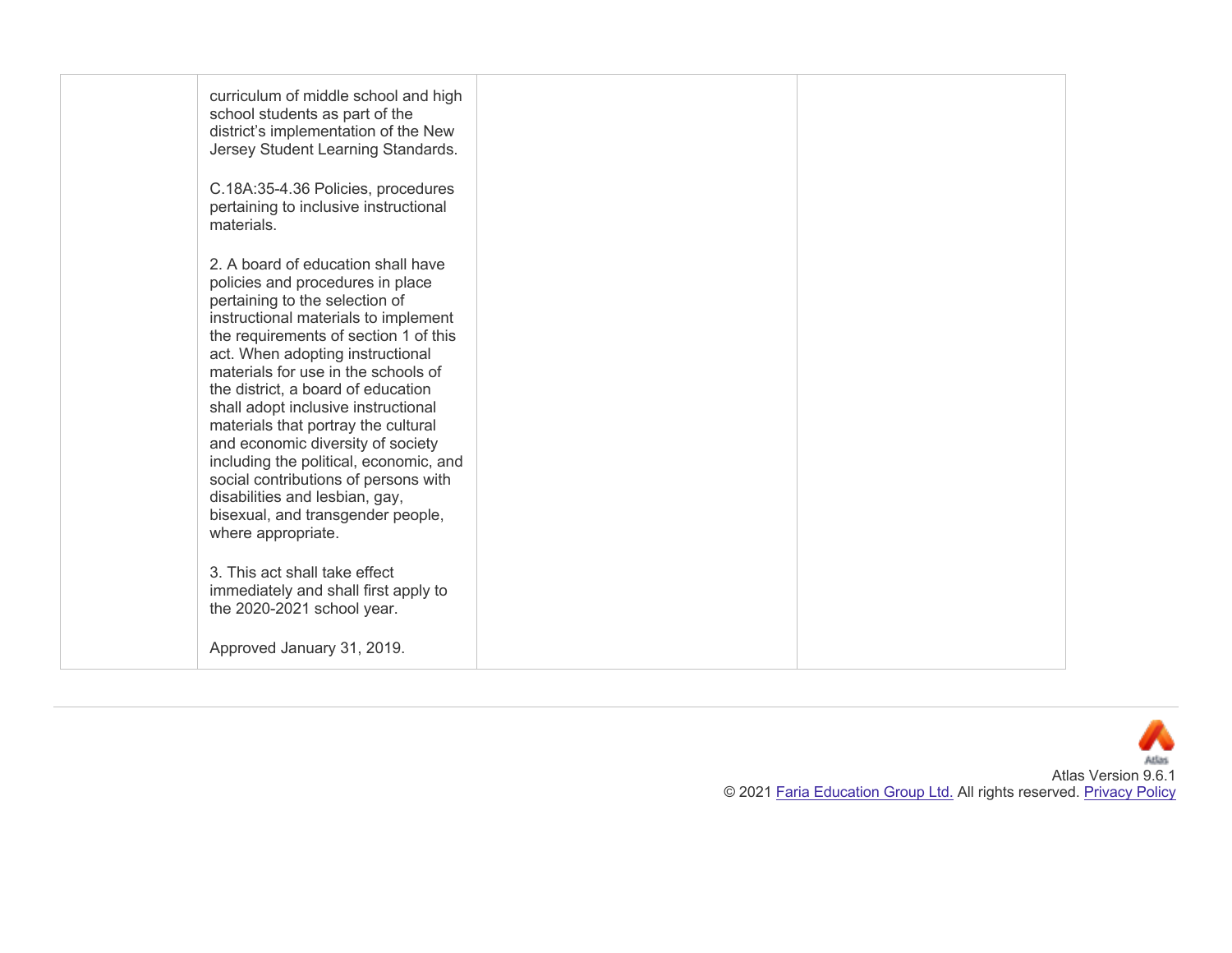| | | | |
|---|---|---|---|
| | curriculum of middle school and high school students as part of the district's implementation of the New Jersey Student Learning Standards.<br><br>C.18A:35-4.36 Policies, procedures pertaining to inclusive instructional materials.<br><br>2. A board of education shall have policies and procedures in place pertaining to the selection of instructional materials to implement the requirements of section 1 of this act. When adopting instructional materials for use in the schools of the district, a board of education shall adopt inclusive instructional materials that portray the cultural and economic diversity of society including the political, economic, and social contributions of persons with disabilities and lesbian, gay, bisexual, and transgender people, where appropriate.<br><br>3. This act shall take effect immediately and shall first apply to the 2020-2021 school year.<br><br>Approved January 31, 2019. | | |